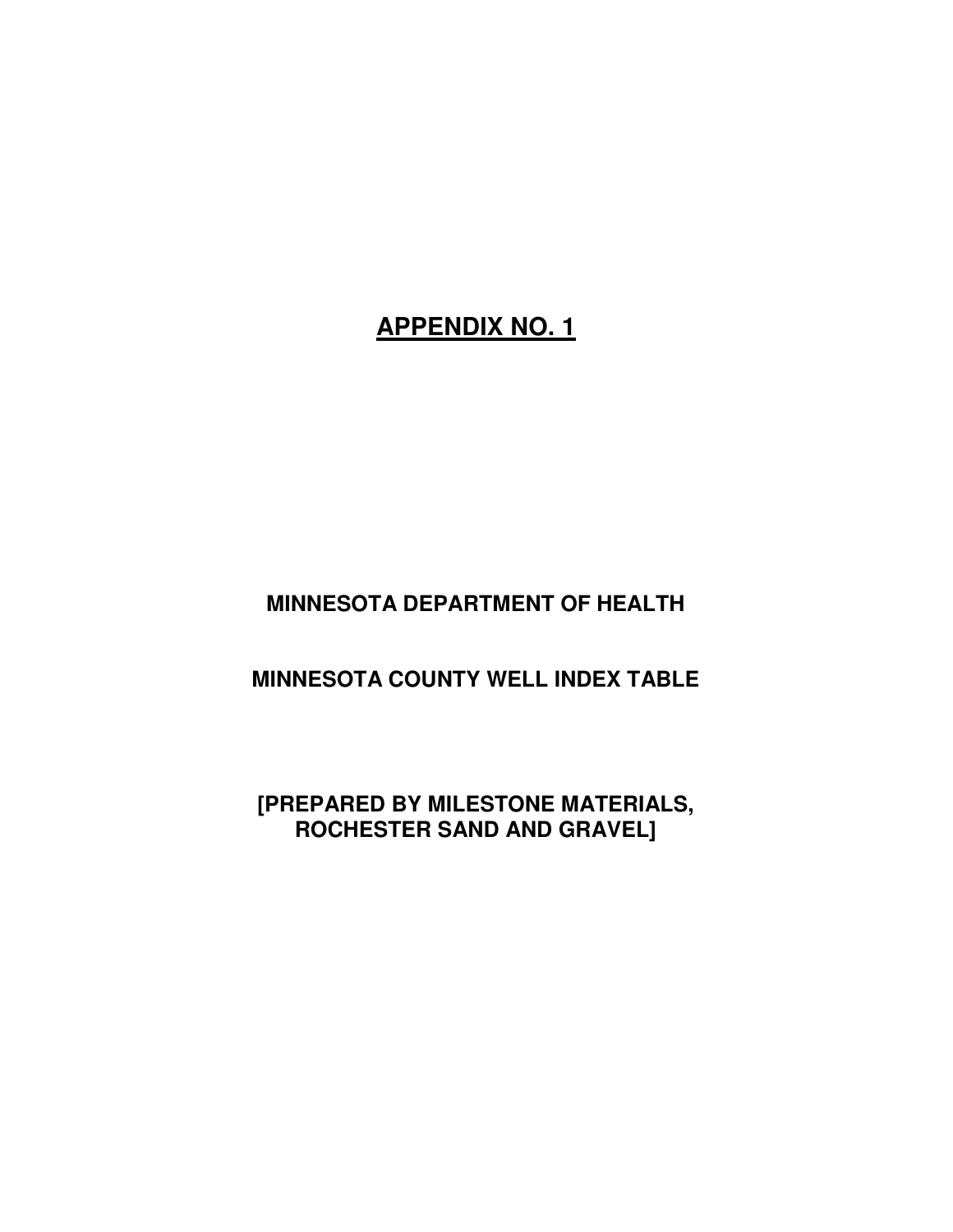# APPENDIX NO. 1

## MINNESOTA DEPARTMENT OF HEALTH

## MINNESOTA COUNTY WELL INDEX TABLE

## [PREPARED BY MILESTONE MATERIALS, ROCHESTER SAND AND GRAVEL]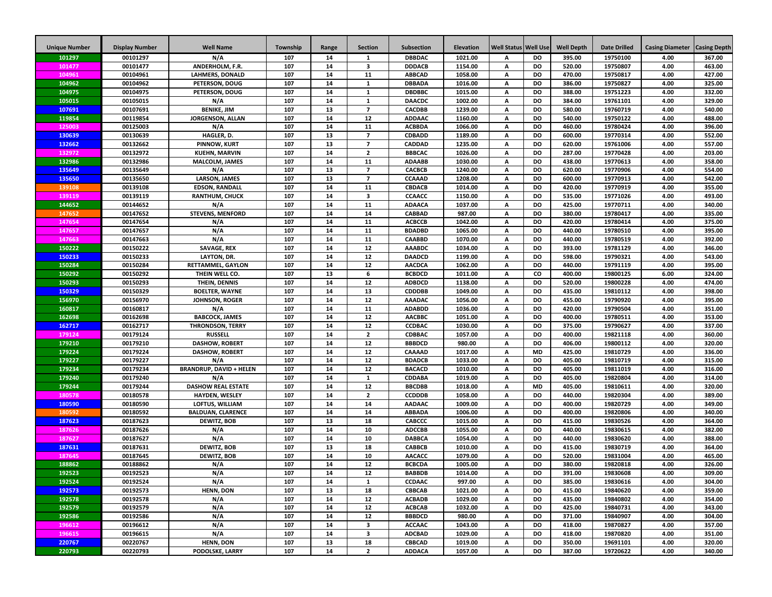| Unique Number | Display Number | Well Name | Township | Range | Section | Subsection | Elevation | Well Status | Well Use | Well Depth | Date Drilled | Casing Diameter | Casing Depth |
|---|---|---|---|---|---|---|---|---|---|---|---|---|---|
| 101297 | 00101297 | N/A | 107 | 14 | 1 | DBBDAC | 1021.00 | A | DO | 395.00 | 19750100 | 4.00 | 367.00 |
| 101477 | 00101477 | ANDERHOLM, F.R. | 107 | 14 | 3 | DDDACB | 1154.00 | A | DO | 520.00 | 19750807 | 4.00 | 463.00 |
| 104961 | 00104961 | LAHMERS, DONALD | 107 | 14 | 11 | ABBCAD | 1058.00 | A | DO | 470.00 | 19750817 | 4.00 | 427.00 |
| 104962 | 00104962 | PETERSON, DOUG | 107 | 14 | 1 | DBBADA | 1016.00 | A | DO | 386.00 | 19750827 | 4.00 | 325.00 |
| 104975 | 00104975 | PETERSON, DOUG | 107 | 14 | 1 | DBDBBC | 1015.00 | A | DO | 388.00 | 19751223 | 4.00 | 332.00 |
| 105015 | 00105015 | N/A | 107 | 14 | 1 | DAACDC | 1002.00 | A | DO | 384.00 | 19761101 | 4.00 | 329.00 |
| 107691 | 00107691 | BENIKE, JIM | 107 | 13 | 7 | CACDBB | 1239.00 | A | DO | 580.00 | 19760719 | 4.00 | 540.00 |
| 119854 | 00119854 | JORGENSON, ALLAN | 107 | 14 | 12 | ADDAAC | 1160.00 | A | DO | 540.00 | 19750122 | 4.00 | 488.00 |
| 125003 | 00125003 | N/A | 107 | 14 | 11 | ACBBDA | 1066.00 | A | DO | 460.00 | 19780424 | 4.00 | 396.00 |
| 130639 | 00130639 | HAGLER, D. | 107 | 13 | 7 | CDBADD | 1189.00 | A | DO | 600.00 | 19770314 | 4.00 | 552.00 |
| 132662 | 00132662 | PINNOW, KURT | 107 | 13 | 7 | CADDAD | 1235.00 | A | DO | 620.00 | 19761006 | 4.00 | 557.00 |
| 132972 | 00132972 | KUEHN, MARVIN | 107 | 14 | 2 | BBBCAC | 1026.00 | A | DO | 287.00 | 19770428 | 4.00 | 203.00 |
| 132986 | 00132986 | MALCOLM, JAMES | 107 | 14 | 11 | ADAABB | 1030.00 | A | DO | 438.00 | 19770613 | 4.00 | 358.00 |
| 135649 | 00135649 | N/A | 107 | 13 | 7 | CACBCB | 1240.00 | A | DO | 620.00 | 19770906 | 4.00 | 554.00 |
| 135650 | 00135650 | LARSON, JAMES | 107 | 13 | 7 | CCAAAD | 1208.00 | A | DO | 600.00 | 19770913 | 4.00 | 542.00 |
| 139108 | 00139108 | EDSON, RANDALL | 107 | 14 | 11 | CBDACB | 1014.00 | A | DO | 420.00 | 19770919 | 4.00 | 355.00 |
| 139119 | 00139119 | RANTHUM, CHUCK | 107 | 14 | 3 | CCAACC | 1150.00 | A | DO | 535.00 | 19771026 | 4.00 | 493.00 |
| 144652 | 00144652 | N/A | 107 | 14 | 11 | ADAACA | 1037.00 | A | DO | 425.00 | 19770711 | 4.00 | 340.00 |
| 147652 | 00147652 | STEVENS, MENFORD | 107 | 14 | 14 | CABBAD | 987.00 | A | DO | 380.00 | 19780417 | 4.00 | 335.00 |
| 147654 | 00147654 | N/A | 107 | 14 | 11 | ACBCCB | 1042.00 | A | DO | 420.00 | 19780414 | 4.00 | 375.00 |
| 147657 | 00147657 | N/A | 107 | 14 | 11 | BDADBD | 1065.00 | A | DO | 440.00 | 19780510 | 4.00 | 395.00 |
| 147663 | 00147663 | N/A | 107 | 14 | 11 | CAABBD | 1070.00 | A | DO | 440.00 | 19780519 | 4.00 | 392.00 |
| 150222 | 00150222 | SAVAGE, REX | 107 | 14 | 12 | AAABDC | 1034.00 | A | DO | 393.00 | 19781129 | 4.00 | 346.00 |
| 150233 | 00150233 | LAYTON, DR. | 107 | 14 | 12 | DAADCD | 1199.00 | A | DO | 598.00 | 19790321 | 4.00 | 543.00 |
| 150284 | 00150284 | RETTAMMEL, GAYLON | 107 | 14 | 12 | AACDCA | 1062.00 | A | DO | 440.00 | 19791119 | 4.00 | 395.00 |
| 150292 | 00150292 | THEIN WELL CO. | 107 | 13 | 6 | BCBDCD | 1011.00 | A | CO | 400.00 | 19800125 | 6.00 | 324.00 |
| 150293 | 00150293 | THEIN, DENNIS | 107 | 14 | 12 | ADBDCD | 1138.00 | A | DO | 520.00 | 19800228 | 4.00 | 474.00 |
| 150329 | 00150329 | BOELTER, WAYNE | 107 | 14 | 13 | CDDDBB | 1049.00 | A | DO | 435.00 | 19810112 | 4.00 | 398.00 |
| 156970 | 00156970 | JOHNSON, ROGER | 107 | 14 | 12 | AAADAC | 1056.00 | A | DO | 455.00 | 19790920 | 4.00 | 395.00 |
| 160817 | 00160817 | N/A | 107 | 14 | 11 | ADABDD | 1036.00 | A | DO | 420.00 | 19790504 | 4.00 | 351.00 |
| 162698 | 00162698 | BABCOCK, JAMES | 107 | 14 | 12 | AACBBC | 1051.00 | A | DO | 400.00 | 19780511 | 4.00 | 353.00 |
| 162717 | 00162717 | THRONDSON, TERRY | 107 | 14 | 12 | CCDBAC | 1030.00 | A | DO | 375.00 | 19790627 | 4.00 | 337.00 |
| 179124 | 00179124 | RUSSELL | 107 | 14 | 2 | CDBBAC | 1057.00 | A | DO | 400.00 | 19821118 | 4.00 | 360.00 |
| 179210 | 00179210 | DASHOW, ROBERT | 107 | 14 | 12 | BBBDCD | 980.00 | A | DO | 406.00 | 19800112 | 4.00 | 320.00 |
| 179224 | 00179224 | DASHOW, ROBERT | 107 | 14 | 12 | CAAAAD | 1017.00 | A | MD | 425.00 | 19810729 | 4.00 | 336.00 |
| 179227 | 00179227 | N/A | 107 | 14 | 12 | BDADCB | 1033.00 | A | DO | 405.00 | 19810719 | 4.00 | 315.00 |
| 179234 | 00179234 | BRANDRUP, DAVID + HELEN | 107 | 14 | 12 | BACACD | 1010.00 | A | DO | 405.00 | 19811019 | 4.00 | 316.00 |
| 179240 | 00179240 | N/A | 107 | 14 | 1 | CDDABA | 1019.00 | A | DO | 405.00 | 19820804 | 4.00 | 314.00 |
| 179244 | 00179244 | DASHOW REAL ESTATE | 107 | 14 | 12 | BBCDBB | 1018.00 | A | MD | 405.00 | 19810611 | 4.00 | 320.00 |
| 180578 | 00180578 | HAYDEN, WESLEY | 107 | 14 | 2 | CCDDDB | 1058.00 | A | DO | 440.00 | 19820304 | 4.00 | 389.00 |
| 180590 | 00180590 | LOFTUS, WILLIAM | 107 | 14 | 14 | AADAAC | 1009.00 | A | DO | 400.00 | 19820729 | 4.00 | 349.00 |
| 180592 | 00180592 | BALDUAN, CLARENCE | 107 | 14 | 14 | ABBADA | 1006.00 | A | DO | 400.00 | 19820806 | 4.00 | 340.00 |
| 187623 | 00187623 | DEWITZ, BOB | 107 | 13 | 18 | CABCCC | 1015.00 | A | DO | 415.00 | 19830526 | 4.00 | 364.00 |
| 187626 | 00187626 | N/A | 107 | 14 | 10 | ADCCBB | 1055.00 | A | DO | 440.00 | 19830615 | 4.00 | 382.00 |
| 187627 | 00187627 | N/A | 107 | 14 | 10 | DABBCA | 1054.00 | A | DO | 440.00 | 19830620 | 4.00 | 388.00 |
| 187631 | 00187631 | DEWITZ, BOB | 107 | 13 | 18 | CABBCB | 1010.00 | A | DO | 415.00 | 19830719 | 4.00 | 364.00 |
| 187645 | 00187645 | DEWITZ, BOB | 107 | 14 | 10 | AACACC | 1079.00 | A | DO | 520.00 | 19831004 | 4.00 | 465.00 |
| 188862 | 00188862 | N/A | 107 | 14 | 12 | BCBCDA | 1005.00 | A | DO | 380.00 | 19820818 | 4.00 | 326.00 |
| 192523 | 00192523 | N/A | 107 | 14 | 12 | BABBDB | 1014.00 | A | DO | 391.00 | 19830608 | 4.00 | 309.00 |
| 192524 | 00192524 | N/A | 107 | 14 | 1 | CCDAAC | 997.00 | A | DO | 385.00 | 19830616 | 4.00 | 304.00 |
| 192573 | 00192573 | HENN, DON | 107 | 13 | 18 | CBBCAB | 1021.00 | A | DO | 415.00 | 19840620 | 4.00 | 359.00 |
| 192578 | 00192578 | N/A | 107 | 14 | 12 | ACBADB | 1029.00 | A | DO | 435.00 | 19840802 | 4.00 | 354.00 |
| 192579 | 00192579 | N/A | 107 | 14 | 12 | ACBCAB | 1032.00 | A | DO | 425.00 | 19840731 | 4.00 | 343.00 |
| 192586 | 00192586 | N/A | 107 | 14 | 12 | BBBDCD | 980.00 | A | DO | 371.00 | 19840907 | 4.00 | 304.00 |
| 196612 | 00196612 | N/A | 107 | 14 | 3 | ACCAAC | 1043.00 | A | DO | 418.00 | 19870827 | 4.00 | 357.00 |
| 196615 | 00196615 | N/A | 107 | 14 | 3 | ADCBAD | 1029.00 | A | DO | 418.00 | 19870820 | 4.00 | 351.00 |
| 220767 | 00220767 | HENN, DON | 107 | 13 | 18 | CBBCAD | 1019.00 | A | DO | 350.00 | 19691101 | 4.00 | 320.00 |
| 220793 | 00220793 | PODOLSKE, LARRY | 107 | 14 | 2 | ADDACA | 1057.00 | A | DO | 387.00 | 19720622 | 4.00 | 340.00 |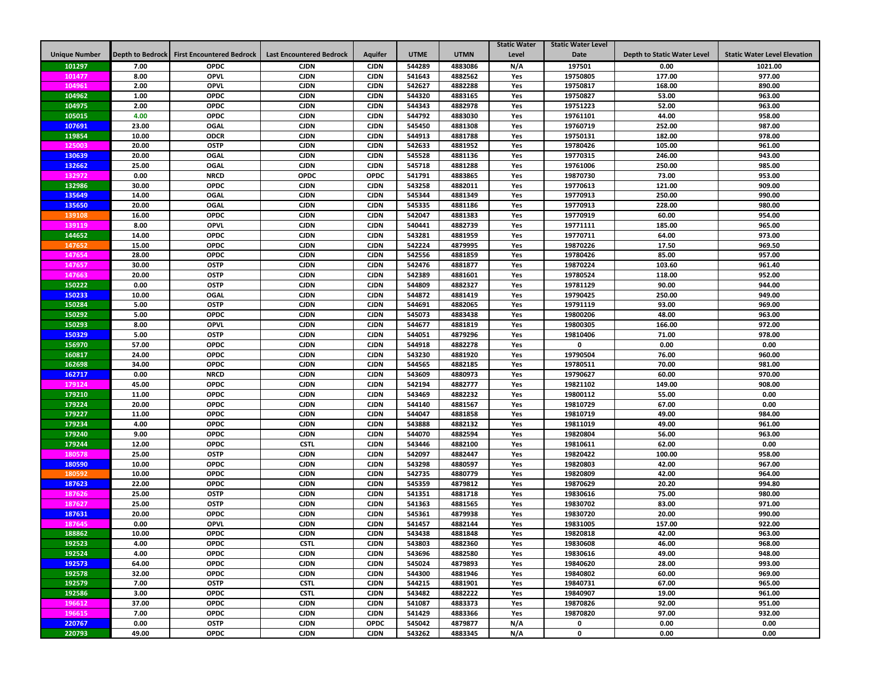| Unique Number | Depth to Bedrock | First Encountered Bedrock | Last Encountered Bedrock | Aquifer | UTME | UTMN | Static Water Level | Static Water Level Date | Depth to Static Water Level | Static Water Level Elevation |
|---|---|---|---|---|---|---|---|---|---|---|
| 101297 | 7.00 | OPDC | CJDN | CJDN | 544289 | 4883086 | N/A | 197501 | 0.00 | 1021.00 |
| 101477 | 8.00 | OPVL | CJDN | CJDN | 541643 | 4882562 | Yes | 19750805 | 177.00 | 977.00 |
| 104961 | 2.00 | OPVL | CJDN | CJDN | 542627 | 4882288 | Yes | 19750817 | 168.00 | 890.00 |
| 104962 | 1.00 | OPDC | CJDN | CJDN | 544320 | 4883165 | Yes | 19750827 | 53.00 | 963.00 |
| 104975 | 2.00 | OPDC | CJDN | CJDN | 544343 | 4882978 | Yes | 19751223 | 52.00 | 963.00 |
| 105015 | 4.00 | OPDC | CJDN | CJDN | 544792 | 4883030 | Yes | 19761101 | 44.00 | 958.00 |
| 107691 | 23.00 | OGAL | CJDN | CJDN | 545450 | 4881308 | Yes | 19760719 | 252.00 | 987.00 |
| 119854 | 10.00 | ODCR | CJDN | CJDN | 544913 | 4881788 | Yes | 19750131 | 182.00 | 978.00 |
| 125003 | 20.00 | OSTP | CJDN | CJDN | 542633 | 4881952 | Yes | 19780426 | 105.00 | 961.00 |
| 130639 | 20.00 | OGAL | CJDN | CJDN | 545528 | 4881136 | Yes | 19770315 | 246.00 | 943.00 |
| 132662 | 25.00 | OGAL | CJDN | CJDN | 545718 | 4881288 | Yes | 19761006 | 250.00 | 985.00 |
| 132972 | 0.00 | NRCD | OPDC | OPDC | 541791 | 4883865 | Yes | 19870730 | 73.00 | 953.00 |
| 132986 | 30.00 | OPDC | CJDN | CJDN | 543258 | 4882011 | Yes | 19770613 | 121.00 | 909.00 |
| 135649 | 14.00 | OGAL | CJDN | CJDN | 545344 | 4881349 | Yes | 19770913 | 250.00 | 990.00 |
| 135650 | 20.00 | OGAL | CJDN | CJDN | 545335 | 4881186 | Yes | 19770913 | 228.00 | 980.00 |
| 139108 | 16.00 | OPDC | CJDN | CJDN | 542047 | 4881383 | Yes | 19770919 | 60.00 | 954.00 |
| 139119 | 8.00 | OPVL | CJDN | CJDN | 540441 | 4882739 | Yes | 19771111 | 185.00 | 965.00 |
| 144652 | 14.00 | OPDC | CJDN | CJDN | 543281 | 4881959 | Yes | 19770711 | 64.00 | 973.00 |
| 147652 | 15.00 | OPDC | CJDN | CJDN | 542224 | 4879995 | Yes | 19870226 | 17.50 | 969.50 |
| 147654 | 28.00 | OPDC | CJDN | CJDN | 542556 | 4881859 | Yes | 19780426 | 85.00 | 957.00 |
| 147657 | 30.00 | OSTP | CJDN | CJDN | 542476 | 4881877 | Yes | 19870224 | 103.60 | 961.40 |
| 147663 | 20.00 | OSTP | CJDN | CJDN | 542389 | 4881601 | Yes | 19780524 | 118.00 | 952.00 |
| 150222 | 0.00 | OSTP | CJDN | CJDN | 544809 | 4882327 | Yes | 19781129 | 90.00 | 944.00 |
| 150233 | 10.00 | OGAL | CJDN | CJDN | 544872 | 4881419 | Yes | 19790425 | 250.00 | 949.00 |
| 150284 | 5.00 | OSTP | CJDN | CJDN | 544691 | 4882065 | Yes | 19791119 | 93.00 | 969.00 |
| 150292 | 5.00 | OPDC | CJDN | CJDN | 545073 | 4883438 | Yes | 19800206 | 48.00 | 963.00 |
| 150293 | 8.00 | OPVL | CJDN | CJDN | 544677 | 4881819 | Yes | 19800305 | 166.00 | 972.00 |
| 150329 | 5.00 | OSTP | CJDN | CJDN | 544051 | 4879296 | Yes | 19810406 | 71.00 | 978.00 |
| 156970 | 57.00 | OPDC | CJDN | CJDN | 544918 | 4882278 | Yes | 0 | 0.00 | 0.00 |
| 160817 | 24.00 | OPDC | CJDN | CJDN | 543230 | 4881920 | Yes | 19790504 | 76.00 | 960.00 |
| 162698 | 34.00 | OPDC | CJDN | CJDN | 544565 | 4882185 | Yes | 19780511 | 70.00 | 981.00 |
| 162717 | 0.00 | NRCD | CJDN | CJDN | 543609 | 4880973 | Yes | 19790627 | 60.00 | 970.00 |
| 179124 | 45.00 | OPDC | CJDN | CJDN | 542194 | 4882777 | Yes | 19821102 | 149.00 | 908.00 |
| 179210 | 11.00 | OPDC | CJDN | CJDN | 543469 | 4882232 | Yes | 19800112 | 55.00 | 0.00 |
| 179224 | 20.00 | OPDC | CJDN | CJDN | 544140 | 4881567 | Yes | 19810729 | 67.00 | 0.00 |
| 179227 | 11.00 | OPDC | CJDN | CJDN | 544047 | 4881858 | Yes | 19810719 | 49.00 | 984.00 |
| 179234 | 4.00 | OPDC | CJDN | CJDN | 543888 | 4882132 | Yes | 19811019 | 49.00 | 961.00 |
| 179240 | 9.00 | OPDC | CJDN | CJDN | 544070 | 4882594 | Yes | 19820804 | 56.00 | 963.00 |
| 179244 | 12.00 | OPDC | CSTL | CJDN | 543446 | 4882100 | Yes | 19810611 | 62.00 | 0.00 |
| 180578 | 25.00 | OSTP | CJDN | CJDN | 542097 | 4882447 | Yes | 19820422 | 100.00 | 958.00 |
| 180590 | 10.00 | OPDC | CJDN | CJDN | 543298 | 4880597 | Yes | 19820803 | 42.00 | 967.00 |
| 180592 | 10.00 | OPDC | CJDN | CJDN | 542735 | 4880779 | Yes | 19820809 | 42.00 | 964.00 |
| 187623 | 22.00 | OPDC | CJDN | CJDN | 545359 | 4879812 | Yes | 19870629 | 20.20 | 994.80 |
| 187626 | 25.00 | OSTP | CJDN | CJDN | 541351 | 4881718 | Yes | 19830616 | 75.00 | 980.00 |
| 187627 | 25.00 | OSTP | CJDN | CJDN | 541363 | 4881565 | Yes | 19830702 | 83.00 | 971.00 |
| 187631 | 20.00 | OPDC | CJDN | CJDN | 545361 | 4879938 | Yes | 19830720 | 20.00 | 990.00 |
| 187645 | 0.00 | OPVL | CJDN | CJDN | 541457 | 4882144 | Yes | 19831005 | 157.00 | 922.00 |
| 188862 | 10.00 | OPDC | CJDN | CJDN | 543438 | 4881848 | Yes | 19820818 | 42.00 | 963.00 |
| 192523 | 4.00 | OPDC | CSTL | CJDN | 543803 | 4882360 | Yes | 19830608 | 46.00 | 968.00 |
| 192524 | 4.00 | OPDC | CJDN | CJDN | 543696 | 4882580 | Yes | 19830616 | 49.00 | 948.00 |
| 192573 | 64.00 | OPDC | CJDN | CJDN | 545024 | 4879893 | Yes | 19840620 | 28.00 | 993.00 |
| 192578 | 32.00 | OPDC | CJDN | CJDN | 544300 | 4881946 | Yes | 19840802 | 60.00 | 969.00 |
| 192579 | 7.00 | OSTP | CSTL | CJDN | 544215 | 4881901 | Yes | 19840731 | 67.00 | 965.00 |
| 192586 | 3.00 | OPDC | CSTL | CJDN | 543482 | 4882222 | Yes | 19840907 | 19.00 | 961.00 |
| 196612 | 37.00 | OPDC | CJDN | CJDN | 541087 | 4883373 | Yes | 19870826 | 92.00 | 951.00 |
| 196615 | 7.00 | OPDC | CJDN | CJDN | 541429 | 4883366 | Yes | 19870820 | 97.00 | 932.00 |
| 220767 | 0.00 | OSTP | CJDN | OPDC | 545042 | 4879877 | N/A | 0 | 0.00 | 0.00 |
| 220793 | 49.00 | OPDC | CJDN | CJDN | 543262 | 4883345 | N/A | 0 | 0.00 | 0.00 |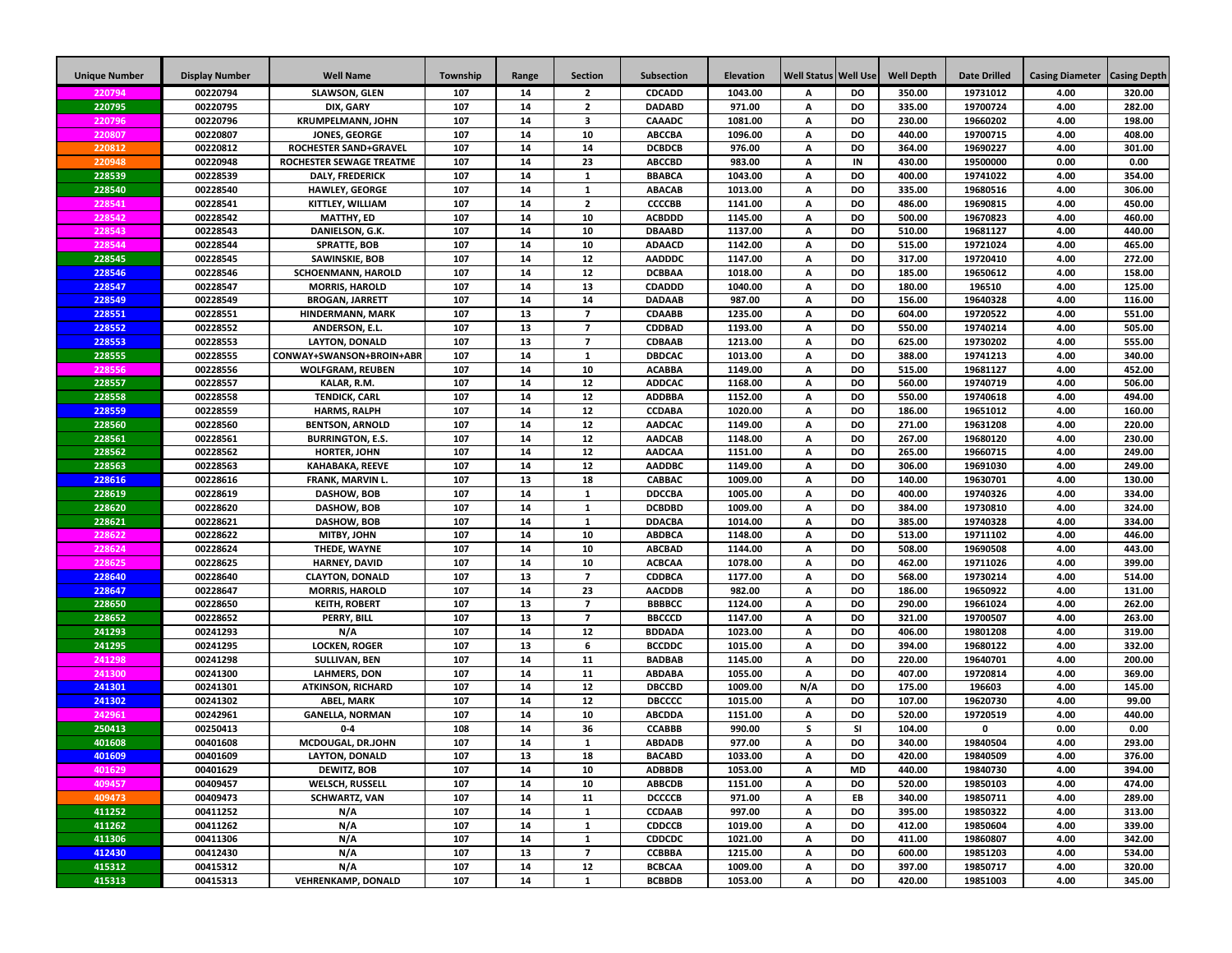| Unique Number | Display Number | Well Name | Township | Range | Section | Subsection | Elevation | Well Status | Well Use | Well Depth | Date Drilled | Casing Diameter | Casing Depth |
|---|---|---|---|---|---|---|---|---|---|---|---|---|---|
| 220794 | 00220794 | SLAWSON, GLEN | 107 | 14 | 2 | CDCADD | 1043.00 | A | DO | 350.00 | 19731012 | 4.00 | 320.00 |
| 220795 | 00220795 | DIX, GARY | 107 | 14 | 2 | DADABD | 971.00 | A | DO | 335.00 | 19700724 | 4.00 | 282.00 |
| 220796 | 00220796 | KRUMPELMANN, JOHN | 107 | 14 | 3 | CAAADC | 1081.00 | A | DO | 230.00 | 19660202 | 4.00 | 198.00 |
| 220807 | 00220807 | JONES, GEORGE | 107 | 14 | 10 | ABCCBA | 1096.00 | A | DO | 440.00 | 19700715 | 4.00 | 408.00 |
| 220812 | 00220812 | ROCHESTER SAND+GRAVEL | 107 | 14 | 14 | DCBDCB | 976.00 | A | DO | 364.00 | 19690227 | 4.00 | 301.00 |
| 220948 | 00220948 | ROCHESTER SEWAGE TREATME | 107 | 14 | 23 | ABCCBD | 983.00 | A | IN | 430.00 | 19500000 | 0.00 | 0.00 |
| 228539 | 00228539 | DALY, FREDERICK | 107 | 14 | 1 | BBABCA | 1043.00 | A | DO | 400.00 | 19741022 | 4.00 | 354.00 |
| 228540 | 00228540 | HAWLEY, GEORGE | 107 | 14 | 1 | ABACAB | 1013.00 | A | DO | 335.00 | 19680516 | 4.00 | 306.00 |
| 228541 | 00228541 | KITTLEY, WILLIAM | 107 | 14 | 2 | CCCCBB | 1141.00 | A | DO | 486.00 | 19690815 | 4.00 | 450.00 |
| 228542 | 00228542 | MATTHY, ED | 107 | 14 | 10 | ACBDDD | 1145.00 | A | DO | 500.00 | 19670823 | 4.00 | 460.00 |
| 228543 | 00228543 | DANIELSON, G.K. | 107 | 14 | 10 | DBAABD | 1137.00 | A | DO | 510.00 | 19681127 | 4.00 | 440.00 |
| 228544 | 00228544 | SPRATTE, BOB | 107 | 14 | 10 | ADAACD | 1142.00 | A | DO | 515.00 | 19721024 | 4.00 | 465.00 |
| 228545 | 00228545 | SAWINSKIE, BOB | 107 | 14 | 12 | AADDDC | 1147.00 | A | DO | 317.00 | 19720410 | 4.00 | 272.00 |
| 228546 | 00228546 | SCHOENMANN, HAROLD | 107 | 14 | 12 | DCBBAA | 1018.00 | A | DO | 185.00 | 19650612 | 4.00 | 158.00 |
| 228547 | 00228547 | MORRIS, HAROLD | 107 | 14 | 13 | CDADDD | 1040.00 | A | DO | 180.00 | 196510 | 4.00 | 125.00 |
| 228549 | 00228549 | BROGAN, JARRETT | 107 | 14 | 14 | DADAAB | 987.00 | A | DO | 156.00 | 19640328 | 4.00 | 116.00 |
| 228551 | 00228551 | HINDERMANN, MARK | 107 | 13 | 7 | CDAABB | 1235.00 | A | DO | 604.00 | 19720522 | 4.00 | 551.00 |
| 228552 | 00228552 | ANDERSON, E.L. | 107 | 13 | 7 | CDDBAD | 1193.00 | A | DO | 550.00 | 19740214 | 4.00 | 505.00 |
| 228553 | 00228553 | LAYTON, DONALD | 107 | 13 | 7 | CDBAAB | 1213.00 | A | DO | 625.00 | 19730202 | 4.00 | 555.00 |
| 228555 | 00228555 | CONWAY+SWANSON+BROIN+ABR | 107 | 14 | 1 | DBDCAC | 1013.00 | A | DO | 388.00 | 19741213 | 4.00 | 340.00 |
| 228556 | 00228556 | WOLFGRAM, REUBEN | 107 | 14 | 10 | ACABBA | 1149.00 | A | DO | 515.00 | 19681127 | 4.00 | 452.00 |
| 228557 | 00228557 | KALAR, R.M. | 107 | 14 | 12 | ADDCAC | 1168.00 | A | DO | 560.00 | 19740719 | 4.00 | 506.00 |
| 228558 | 00228558 | TENDICK, CARL | 107 | 14 | 12 | ADDBBA | 1152.00 | A | DO | 550.00 | 19740618 | 4.00 | 494.00 |
| 228559 | 00228559 | HARMS, RALPH | 107 | 14 | 12 | CCDABA | 1020.00 | A | DO | 186.00 | 19651012 | 4.00 | 160.00 |
| 228560 | 00228560 | BENTSON, ARNOLD | 107 | 14 | 12 | AADCAC | 1149.00 | A | DO | 271.00 | 19631208 | 4.00 | 220.00 |
| 228561 | 00228561 | BURRINGTON, E.S. | 107 | 14 | 12 | AADCAB | 1148.00 | A | DO | 267.00 | 19680120 | 4.00 | 230.00 |
| 228562 | 00228562 | HORTER, JOHN | 107 | 14 | 12 | AADCAA | 1151.00 | A | DO | 265.00 | 19660715 | 4.00 | 249.00 |
| 228563 | 00228563 | KAHABAKA, REEVE | 107 | 14 | 12 | AADDBC | 1149.00 | A | DO | 306.00 | 19691030 | 4.00 | 249.00 |
| 228616 | 00228616 | FRANK, MARVIN L. | 107 | 13 | 18 | CABBAC | 1009.00 | A | DO | 140.00 | 19630701 | 4.00 | 130.00 |
| 228619 | 00228619 | DASHOW, BOB | 107 | 14 | 1 | DDCCBA | 1005.00 | A | DO | 400.00 | 19740326 | 4.00 | 334.00 |
| 228620 | 00228620 | DASHOW, BOB | 107 | 14 | 1 | DCBDBD | 1009.00 | A | DO | 384.00 | 19730810 | 4.00 | 324.00 |
| 228621 | 00228621 | DASHOW, BOB | 107 | 14 | 1 | DDACBA | 1014.00 | A | DO | 385.00 | 19740328 | 4.00 | 334.00 |
| 228622 | 00228622 | MITBY, JOHN | 107 | 14 | 10 | ABDBCA | 1148.00 | A | DO | 513.00 | 19711102 | 4.00 | 446.00 |
| 228624 | 00228624 | THEDE, WAYNE | 107 | 14 | 10 | ABCBAD | 1144.00 | A | DO | 508.00 | 19690508 | 4.00 | 443.00 |
| 228625 | 00228625 | HARNEY, DAVID | 107 | 14 | 10 | ACBCAA | 1078.00 | A | DO | 462.00 | 19711026 | 4.00 | 399.00 |
| 228640 | 00228640 | CLAYTON, DONALD | 107 | 13 | 7 | CDDBCA | 1177.00 | A | DO | 568.00 | 19730214 | 4.00 | 514.00 |
| 228647 | 00228647 | MORRIS, HAROLD | 107 | 14 | 23 | AACDDB | 982.00 | A | DO | 186.00 | 19650922 | 4.00 | 131.00 |
| 228650 | 00228650 | KEITH, ROBERT | 107 | 13 | 7 | BBBBCC | 1124.00 | A | DO | 290.00 | 19661024 | 4.00 | 262.00 |
| 228652 | 00228652 | PERRY, BILL | 107 | 13 | 7 | BBCCCD | 1147.00 | A | DO | 321.00 | 19700507 | 4.00 | 263.00 |
| 241293 | 00241293 | N/A | 107 | 14 | 12 | BDDADA | 1023.00 | A | DO | 406.00 | 19801208 | 4.00 | 319.00 |
| 241295 | 00241295 | LOCKEN, ROGER | 107 | 13 | 6 | BCCDDC | 1015.00 | A | DO | 394.00 | 19680122 | 4.00 | 332.00 |
| 241298 | 00241298 | SULLIVAN, BEN | 107 | 14 | 11 | BADBAB | 1145.00 | A | DO | 220.00 | 19640701 | 4.00 | 200.00 |
| 241300 | 00241300 | LAHMERS, DON | 107 | 14 | 11 | ABDABA | 1055.00 | A | DO | 407.00 | 19720814 | 4.00 | 369.00 |
| 241301 | 00241301 | ATKINSON, RICHARD | 107 | 14 | 12 | DBCCBD | 1009.00 | N/A | DO | 175.00 | 196603 | 4.00 | 145.00 |
| 241302 | 00241302 | ABEL, MARK | 107 | 14 | 12 | DBCCCC | 1015.00 | A | DO | 107.00 | 19620730 | 4.00 | 99.00 |
| 242961 | 00242961 | GANELLA, NORMAN | 107 | 14 | 10 | ABCDDA | 1151.00 | A | DO | 520.00 | 19720519 | 4.00 | 440.00 |
| 250413 | 00250413 | 0-4 | 108 | 14 | 36 | CCABBB | 990.00 | S | SI | 104.00 | 0 | 0.00 | 0.00 |
| 401608 | 00401608 | MCDOUGAL, DR.JOHN | 107 | 14 | 1 | ABDADB | 977.00 | A | DO | 340.00 | 19840504 | 4.00 | 293.00 |
| 401609 | 00401609 | LAYTON, DONALD | 107 | 13 | 18 | BACABD | 1033.00 | A | DO | 420.00 | 19840509 | 4.00 | 376.00 |
| 401629 | 00401629 | DEWITZ, BOB | 107 | 14 | 10 | ADBBDB | 1053.00 | A | MD | 440.00 | 19840730 | 4.00 | 394.00 |
| 409457 | 00409457 | WELSCH, RUSSELL | 107 | 14 | 10 | ABBCDB | 1151.00 | A | DO | 520.00 | 19850103 | 4.00 | 474.00 |
| 409473 | 00409473 | SCHWARTZ, VAN | 107 | 14 | 11 | DCCCCB | 971.00 | A | EB | 340.00 | 19850711 | 4.00 | 289.00 |
| 411252 | 00411252 | N/A | 107 | 14 | 1 | CCDAAB | 997.00 | A | DO | 395.00 | 19850322 | 4.00 | 313.00 |
| 411262 | 00411262 | N/A | 107 | 14 | 1 | CDDCCB | 1019.00 | A | DO | 412.00 | 19850604 | 4.00 | 339.00 |
| 411306 | 00411306 | N/A | 107 | 14 | 1 | CDDCDC | 1021.00 | A | DO | 411.00 | 19860807 | 4.00 | 342.00 |
| 412430 | 00412430 | N/A | 107 | 13 | 7 | CCBBBA | 1215.00 | A | DO | 600.00 | 19851203 | 4.00 | 534.00 |
| 415312 | 00415312 | N/A | 107 | 14 | 12 | BCBCAA | 1009.00 | A | DO | 397.00 | 19850717 | 4.00 | 320.00 |
| 415313 | 00415313 | VEHRENKAMP, DONALD | 107 | 14 | 1 | BCBBDB | 1053.00 | A | DO | 420.00 | 19851003 | 4.00 | 345.00 |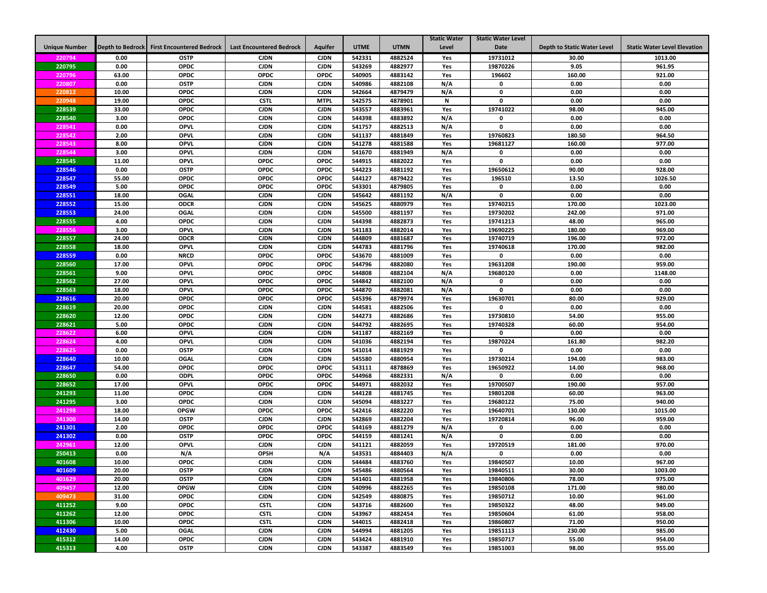| Unique Number | Depth to Bedrock | First Encountered Bedrock | Last Encountered Bedrock | Aquifer | UTME | UTMN | Static Water Level | Static Water Level Date | Depth to Static Water Level | Static Water Level Elevation |
|---|---|---|---|---|---|---|---|---|---|---|
| 220794 | 0.00 | OSTP | CJDN | CJDN | 542331 | 4882524 | Yes | 19731012 | 30.00 | 1013.00 |
| 220795 | 0.00 | OPDC | CJDN | CJDN | 543269 | 4882977 | Yes | 19870226 | 9.05 | 961.95 |
| 220796 | 63.00 | OPDC | OPDC | OPDC | 540905 | 4883142 | Yes | 196602 | 160.00 | 921.00 |
| 220807 | 0.00 | OSTP | CJDN | CJDN | 540986 | 4882108 | N/A | 0 | 0.00 | 0.00 |
| 220812 | 10.00 | OPDC | CJDN | CJDN | 542664 | 4879479 | N/A | 0 | 0.00 | 0.00 |
| 220948 | 19.00 | OPDC | CSTL | MTPL | 542575 | 4878901 | N | 0 | 0.00 | 0.00 |
| 228539 | 33.00 | OPDC | CJDN | CJDN | 543557 | 4883961 | Yes | 19741022 | 98.00 | 945.00 |
| 228540 | 3.00 | OPDC | CJDN | CJDN | 544398 | 4883892 | N/A | 0 | 0.00 | 0.00 |
| 228541 | 0.00 | OPVL | CJDN | CJDN | 541757 | 4882513 | N/A | 0 | 0.00 | 0.00 |
| 228542 | 2.00 | OPVL | CJDN | CJDN | 541137 | 4881849 | Yes | 19760823 | 180.50 | 964.50 |
| 228543 | 8.00 | OPVL | CJDN | CJDN | 541278 | 4881588 | Yes | 19681127 | 160.00 | 977.00 |
| 228544 | 3.00 | OPVL | CJDN | CJDN | 541670 | 4881949 | N/A | 0 | 0.00 | 0.00 |
| 228545 | 11.00 | OPVL | OPDC | OPDC | 544915 | 4882022 | Yes | 0 | 0.00 | 0.00 |
| 228546 | 0.00 | OSTP | OPDC | OPDC | 544223 | 4881192 | Yes | 19650612 | 90.00 | 928.00 |
| 228547 | 55.00 | OPDC | OPDC | OPDC | 544127 | 4879422 | Yes | 196510 | 13.50 | 1026.50 |
| 228549 | 5.00 | OPDC | OPDC | OPDC | 543301 | 4879805 | Yes | 0 | 0.00 | 0.00 |
| 228551 | 18.00 | OGAL | CJDN | CJDN | 545642 | 4881192 | N/A | 0 | 0.00 | 0.00 |
| 228552 | 15.00 | ODCR | CJDN | CJDN | 545625 | 4880979 | Yes | 19740215 | 170.00 | 1023.00 |
| 228553 | 24.00 | OGAL | CJDN | CJDN | 545500 | 4881197 | Yes | 19730202 | 242.00 | 971.00 |
| 228555 | 4.00 | OPDC | CJDN | CJDN | 544398 | 4882873 | Yes | 19741213 | 48.00 | 965.00 |
| 228556 | 3.00 | OPVL | CJDN | CJDN | 541183 | 4882014 | Yes | 19690225 | 180.00 | 969.00 |
| 228557 | 24.00 | ODCR | CJDN | CJDN | 544809 | 4881687 | Yes | 19740719 | 196.00 | 972.00 |
| 228558 | 18.00 | OPVL | CJDN | CJDN | 544783 | 4881796 | Yes | 19740618 | 170.00 | 982.00 |
| 228559 | 0.00 | NRCD | OPDC | OPDC | 543670 | 4881009 | Yes | 0 | 0.00 | 0.00 |
| 228560 | 17.00 | OPVL | OPDC | OPDC | 544796 | 4882080 | Yes | 19631208 | 190.00 | 959.00 |
| 228561 | 9.00 | OPVL | OPDC | OPDC | 544808 | 4882104 | N/A | 19680120 | 0.00 | 1148.00 |
| 228562 | 27.00 | OPVL | OPDC | OPDC | 544842 | 4882100 | N/A | 0 | 0.00 | 0.00 |
| 228563 | 18.00 | OPVL | OPDC | OPDC | 544870 | 4882081 | N/A | 0 | 0.00 | 0.00 |
| 228616 | 20.00 | OPDC | OPDC | OPDC | 545396 | 4879974 | Yes | 19630701 | 80.00 | 929.00 |
| 228619 | 20.00 | OPDC | CJDN | CJDN | 544581 | 4882506 | Yes | 0 | 0.00 | 0.00 |
| 228620 | 12.00 | OPDC | CJDN | CJDN | 544273 | 4882686 | Yes | 19730810 | 54.00 | 955.00 |
| 228621 | 5.00 | OPDC | CJDN | CJDN | 544792 | 4882695 | Yes | 19740328 | 60.00 | 954.00 |
| 228622 | 6.00 | OPVL | CJDN | CJDN | 541187 | 4882169 | Yes | 0 | 0.00 | 0.00 |
| 228624 | 4.00 | OPVL | CJDN | CJDN | 541036 | 4882194 | Yes | 19870224 | 161.80 | 982.20 |
| 228625 | 0.00 | OSTP | CJDN | CJDN | 541014 | 4881929 | Yes | 0 | 0.00 | 0.00 |
| 228640 | 10.00 | OGAL | CJDN | CJDN | 545580 | 4880954 | Yes | 19730214 | 194.00 | 983.00 |
| 228647 | 54.00 | OPDC | OPDC | OPDC | 543111 | 4878869 | Yes | 19650922 | 14.00 | 968.00 |
| 228650 | 0.00 | ODPL | OPDC | OPDC | 544968 | 4882331 | N/A | 0 | 0.00 | 0.00 |
| 228652 | 17.00 | OPVL | OPDC | OPDC | 544971 | 4882032 | Yes | 19700507 | 190.00 | 957.00 |
| 241293 | 11.00 | OPDC | CJDN | CJDN | 544128 | 4881745 | Yes | 19801208 | 60.00 | 963.00 |
| 241295 | 3.00 | OPDC | CJDN | CJDN | 545094 | 4883227 | Yes | 19680122 | 75.00 | 940.00 |
| 241298 | 18.00 | OPGW | OPDC | OPDC | 542416 | 4882220 | Yes | 19640701 | 130.00 | 1015.00 |
| 241300 | 14.00 | OSTP | CJDN | CJDN | 542869 | 4882204 | Yes | 19720814 | 96.00 | 959.00 |
| 241301 | 2.00 | OPDC | OPDC | OPDC | 544169 | 4881279 | N/A | 0 | 0.00 | 0.00 |
| 241302 | 0.00 | OSTP | OPDC | OPDC | 544159 | 4881241 | N/A | 0 | 0.00 | 0.00 |
| 242961 | 12.00 | OPVL | CJDN | CJDN | 541121 | 4882059 | Yes | 19720519 | 181.00 | 970.00 |
| 250413 | 0.00 | N/A | OPSH | N/A | 543531 | 4884403 | N/A | 0 | 0.00 | 0.00 |
| 401608 | 10.00 | OPDC | CJDN | CJDN | 544484 | 4883760 | Yes | 19840507 | 10.00 | 967.00 |
| 401609 | 20.00 | OSTP | CJDN | CJDN | 545486 | 4880564 | Yes | 19840511 | 30.00 | 1003.00 |
| 401629 | 20.00 | OSTP | CJDN | CJDN | 541401 | 4881958 | Yes | 19840806 | 78.00 | 975.00 |
| 409457 | 12.00 | OPGW | CJDN | CJDN | 540996 | 4882265 | Yes | 19850108 | 171.00 | 980.00 |
| 409473 | 31.00 | OPDC | CJDN | CJDN | 542549 | 4880875 | Yes | 19850712 | 10.00 | 961.00 |
| 411252 | 9.00 | OPDC | CSTL | CJDN | 543716 | 4882600 | Yes | 19850322 | 48.00 | 949.00 |
| 411262 | 12.00 | OPDC | CSTL | CJDN | 543967 | 4882454 | Yes | 19850604 | 61.00 | 958.00 |
| 411306 | 10.00 | OPDC | CSTL | CJDN | 544015 | 4882418 | Yes | 19860807 | 71.00 | 950.00 |
| 412430 | 5.00 | OGAL | CJDN | CJDN | 544994 | 4881205 | Yes | 19851113 | 230.00 | 985.00 |
| 415312 | 14.00 | OPDC | CJDN | CJDN | 543424 | 4881910 | Yes | 19850717 | 55.00 | 954.00 |
| 415313 | 4.00 | OSTP | CJDN | CJDN | 543387 | 4883549 | Yes | 19851003 | 98.00 | 955.00 |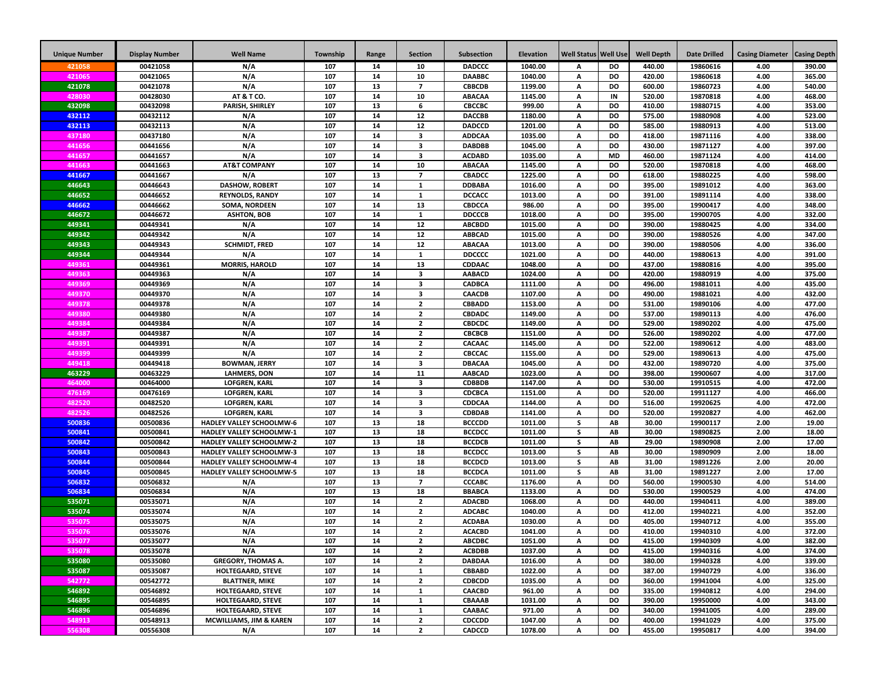| Unique Number | Display Number | Well Name | Township | Range | Section | Subsection | Elevation | Well Status | Well Use | Well Depth | Date Drilled | Casing Diameter | Casing Depth |
|---|---|---|---|---|---|---|---|---|---|---|---|---|---|
| 421058 | 00421058 | N/A | 107 | 14 | 10 | DADCCC | 1040.00 | A | DO | 440.00 | 19860616 | 4.00 | 390.00 |
| 421065 | 00421065 | N/A | 107 | 14 | 10 | DAABBC | 1040.00 | A | DO | 420.00 | 19860618 | 4.00 | 365.00 |
| 421078 | 00421078 | N/A | 107 | 13 | 7 | CBBCDB | 1199.00 | A | DO | 600.00 | 19860723 | 4.00 | 540.00 |
| 428030 | 00428030 | AT & T CO. | 107 | 14 | 10 | ABACAA | 1145.00 | A | IN | 520.00 | 19870818 | 4.00 | 468.00 |
| 432098 | 00432098 | PARISH, SHIRLEY | 107 | 13 | 6 | CBCCBC | 999.00 | A | DO | 410.00 | 19880715 | 4.00 | 353.00 |
| 432112 | 00432112 | N/A | 107 | 14 | 12 | DACCBB | 1180.00 | A | DO | 575.00 | 19880908 | 4.00 | 523.00 |
| 432113 | 00432113 | N/A | 107 | 14 | 12 | DADCCD | 1201.00 | A | DO | 585.00 | 19880913 | 4.00 | 513.00 |
| 437180 | 00437180 | N/A | 107 | 14 | 3 | ADDCAA | 1035.00 | A | DO | 418.00 | 19871116 | 4.00 | 338.00 |
| 441656 | 00441656 | N/A | 107 | 14 | 3 | DABDBB | 1045.00 | A | DO | 430.00 | 19871127 | 4.00 | 397.00 |
| 441657 | 00441657 | N/A | 107 | 14 | 3 | ACDABD | 1035.00 | A | MD | 460.00 | 19871124 | 4.00 | 414.00 |
| 441663 | 00441663 | AT&T COMPANY | 107 | 14 | 10 | ABACAA | 1145.00 | A | DO | 520.00 | 19870818 | 4.00 | 468.00 |
| 441667 | 00441667 | N/A | 107 | 13 | 7 | CBADCC | 1225.00 | A | DO | 618.00 | 19880225 | 4.00 | 598.00 |
| 446643 | 00446643 | DASHOW, ROBERT | 107 | 14 | 1 | DDBABA | 1016.00 | A | DO | 395.00 | 19891012 | 4.00 | 363.00 |
| 446652 | 00446652 | REYNOLDS, RANDY | 107 | 14 | 1 | DCCACC | 1013.00 | A | DO | 391.00 | 19891114 | 4.00 | 338.00 |
| 446662 | 00446662 | SOMA, NORDEEN | 107 | 14 | 13 | CBDCCA | 986.00 | A | DO | 395.00 | 19900417 | 4.00 | 348.00 |
| 446672 | 00446672 | ASHTON, BOB | 107 | 14 | 1 | DDCCCB | 1018.00 | A | DO | 395.00 | 19900705 | 4.00 | 332.00 |
| 449341 | 00449341 | N/A | 107 | 14 | 12 | ABCBDD | 1015.00 | A | DO | 390.00 | 19880425 | 4.00 | 334.00 |
| 449342 | 00449342 | N/A | 107 | 14 | 12 | ABBCAD | 1015.00 | A | DO | 390.00 | 19880526 | 4.00 | 347.00 |
| 449343 | 00449343 | SCHMIDT, FRED | 107 | 14 | 12 | ABACAA | 1013.00 | A | DO | 390.00 | 19880506 | 4.00 | 336.00 |
| 449344 | 00449344 | N/A | 107 | 14 | 1 | DDCCCC | 1021.00 | A | DO | 440.00 | 19880613 | 4.00 | 391.00 |
| 449361 | 00449361 | MORRIS, HAROLD | 107 | 14 | 13 | CDDAAC | 1048.00 | A | DO | 437.00 | 19880816 | 4.00 | 395.00 |
| 449363 | 00449363 | N/A | 107 | 14 | 3 | AABACD | 1024.00 | A | DO | 420.00 | 19880919 | 4.00 | 375.00 |
| 449369 | 00449369 | N/A | 107 | 14 | 3 | CADBCA | 1111.00 | A | DO | 496.00 | 19881011 | 4.00 | 435.00 |
| 449370 | 00449370 | N/A | 107 | 14 | 3 | CAACDB | 1107.00 | A | DO | 490.00 | 19881021 | 4.00 | 432.00 |
| 449378 | 00449378 | N/A | 107 | 14 | 2 | CBBADD | 1153.00 | A | DO | 531.00 | 19890106 | 4.00 | 477.00 |
| 449380 | 00449380 | N/A | 107 | 14 | 2 | CBDADC | 1149.00 | A | DO | 537.00 | 19890113 | 4.00 | 476.00 |
| 449384 | 00449384 | N/A | 107 | 14 | 2 | CBDCDC | 1149.00 | A | DO | 529.00 | 19890202 | 4.00 | 475.00 |
| 449387 | 00449387 | N/A | 107 | 14 | 2 | CBCBCB | 1151.00 | A | DO | 526.00 | 19890202 | 4.00 | 477.00 |
| 449391 | 00449391 | N/A | 107 | 14 | 2 | CACAAC | 1145.00 | A | DO | 522.00 | 19890612 | 4.00 | 483.00 |
| 449399 | 00449399 | N/A | 107 | 14 | 2 | CBCCAC | 1155.00 | A | DO | 529.00 | 19890613 | 4.00 | 475.00 |
| 449418 | 00449418 | BOWMAN, JERRY | 107 | 14 | 3 | DBACAA | 1045.00 | A | DO | 432.00 | 19890720 | 4.00 | 375.00 |
| 463229 | 00463229 | LAHMERS, DON | 107 | 14 | 11 | AABCAD | 1023.00 | A | DO | 398.00 | 19900607 | 4.00 | 317.00 |
| 464000 | 00464000 | LOFGREN, KARL | 107 | 14 | 3 | CDBBDB | 1147.00 | A | DO | 530.00 | 19910515 | 4.00 | 472.00 |
| 476169 | 00476169 | LOFGREN, KARL | 107 | 14 | 3 | CDCBCA | 1151.00 | A | DO | 520.00 | 19911127 | 4.00 | 466.00 |
| 482520 | 00482520 | LOFGREN, KARL | 107 | 14 | 3 | CDDCAA | 1144.00 | A | DO | 516.00 | 19920625 | 4.00 | 472.00 |
| 482526 | 00482526 | LOFGREN, KARL | 107 | 14 | 3 | CDBDAB | 1141.00 | A | DO | 520.00 | 19920827 | 4.00 | 462.00 |
| 500836 | 00500836 | HADLEY VALLEY SCHOOLMW-6 | 107 | 13 | 18 | BCCCDD | 1011.00 | S | AB | 30.00 | 19900117 | 2.00 | 19.00 |
| 500841 | 00500841 | HADLEY VALLEY SCHOOLMW-1 | 107 | 13 | 18 | BCCDCC | 1011.00 | S | AB | 30.00 | 19890825 | 2.00 | 18.00 |
| 500842 | 00500842 | HADLEY VALLEY SCHOOLMW-2 | 107 | 13 | 18 | BCCDCB | 1011.00 | S | AB | 29.00 | 19890908 | 2.00 | 17.00 |
| 500843 | 00500843 | HADLEY VALLEY SCHOOLMW-3 | 107 | 13 | 18 | BCCDCC | 1013.00 | S | AB | 30.00 | 19890909 | 2.00 | 18.00 |
| 500844 | 00500844 | HADLEY VALLEY SCHOOLMW-4 | 107 | 13 | 18 | BCCDCD | 1013.00 | S | AB | 31.00 | 19891226 | 2.00 | 20.00 |
| 500845 | 00500845 | HADLEY VALLEY SCHOOLMW-5 | 107 | 13 | 18 | BCCDCA | 1011.00 | S | AB | 31.00 | 19891227 | 2.00 | 17.00 |
| 506832 | 00506832 | N/A | 107 | 13 | 7 | CCCABC | 1176.00 | A | DO | 560.00 | 19900530 | 4.00 | 514.00 |
| 506834 | 00506834 | N/A | 107 | 13 | 18 | BBABCA | 1133.00 | A | DO | 530.00 | 19900529 | 4.00 | 474.00 |
| 535071 | 00535071 | N/A | 107 | 14 | 2 | ADACBD | 1068.00 | A | DO | 440.00 | 19940411 | 4.00 | 389.00 |
| 535074 | 00535074 | N/A | 107 | 14 | 2 | ADCABC | 1040.00 | A | DO | 412.00 | 19940221 | 4.00 | 352.00 |
| 535075 | 00535075 | N/A | 107 | 14 | 2 | ACDABA | 1030.00 | A | DO | 405.00 | 19940712 | 4.00 | 355.00 |
| 535076 | 00535076 | N/A | 107 | 14 | 2 | ACACBD | 1041.00 | A | DO | 410.00 | 19940310 | 4.00 | 372.00 |
| 535077 | 00535077 | N/A | 107 | 14 | 2 | ABCDBC | 1051.00 | A | DO | 415.00 | 19940309 | 4.00 | 382.00 |
| 535078 | 00535078 | N/A | 107 | 14 | 2 | ACBDBB | 1037.00 | A | DO | 415.00 | 19940316 | 4.00 | 374.00 |
| 535080 | 00535080 | GREGORY, THOMAS A. | 107 | 14 | 2 | DABDAA | 1016.00 | A | DO | 380.00 | 19940328 | 4.00 | 339.00 |
| 535087 | 00535087 | HOLTEGAARD, STEVE | 107 | 14 | 1 | CBBABD | 1022.00 | A | DO | 387.00 | 19940729 | 4.00 | 336.00 |
| 542772 | 00542772 | BLATTNER, MIKE | 107 | 14 | 2 | CDBCDD | 1035.00 | A | DO | 360.00 | 19941004 | 4.00 | 325.00 |
| 546892 | 00546892 | HOLTEGAARD, STEVE | 107 | 14 | 1 | CAACBD | 961.00 | A | DO | 335.00 | 19940812 | 4.00 | 294.00 |
| 546895 | 00546895 | HOLTEGAARD, STEVE | 107 | 14 | 1 | CBAAAB | 1031.00 | A | DO | 390.00 | 19950000 | 4.00 | 343.00 |
| 546896 | 00546896 | HOLTEGAARD, STEVE | 107 | 14 | 1 | CAABAC | 971.00 | A | DO | 340.00 | 19941005 | 4.00 | 289.00 |
| 548913 | 00548913 | MCWILLIAMS, JIM & KAREN | 107 | 14 | 2 | CDCCDD | 1047.00 | A | DO | 400.00 | 19941029 | 4.00 | 375.00 |
| 556308 | 00556308 | N/A | 107 | 14 | 2 | CADCCD | 1078.00 | A | DO | 455.00 | 19950817 | 4.00 | 394.00 |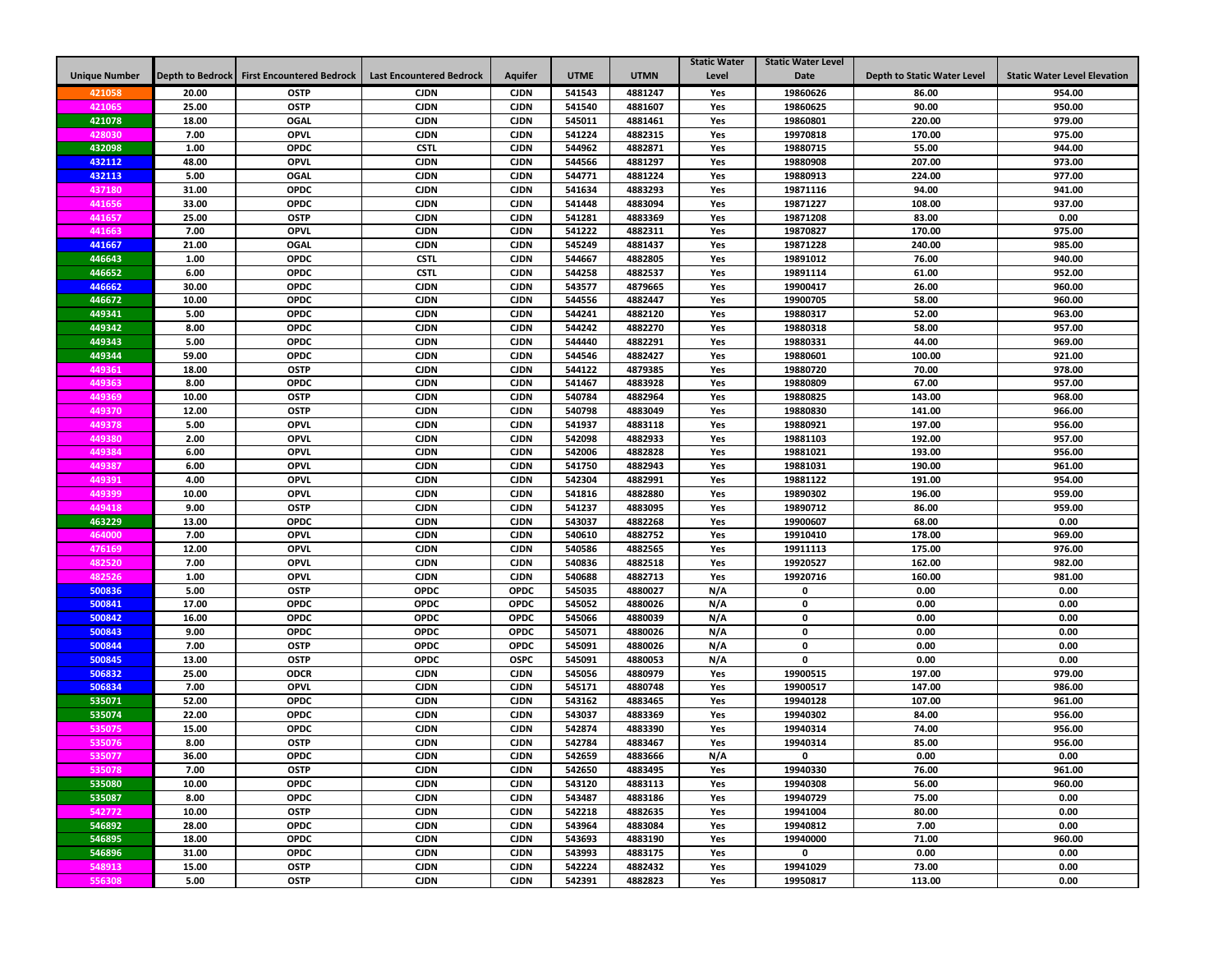| Unique Number | Depth to Bedrock | First Encountered Bedrock | Last Encountered Bedrock | Aquifer | UTME | UTMN | Static Water Level | Static Water Level Date | Depth to Static Water Level | Static Water Level Elevation |
|---|---|---|---|---|---|---|---|---|---|---|
| 421058 | 20.00 | OSTP | CJDN | CJDN | 541543 | 4881247 | Yes | 19860626 | 86.00 | 954.00 |
| 421065 | 25.00 | OSTP | CJDN | CJDN | 541540 | 4881607 | Yes | 19860625 | 90.00 | 950.00 |
| 421078 | 18.00 | OGAL | CJDN | CJDN | 545011 | 4881461 | Yes | 19860801 | 220.00 | 979.00 |
| 428030 | 7.00 | OPVL | CJDN | CJDN | 541224 | 4882315 | Yes | 19970818 | 170.00 | 975.00 |
| 432098 | 1.00 | OPDC | CSTL | CJDN | 544962 | 4882871 | Yes | 19880715 | 55.00 | 944.00 |
| 432112 | 48.00 | OPVL | CJDN | CJDN | 544566 | 4881297 | Yes | 19880908 | 207.00 | 973.00 |
| 432113 | 5.00 | OGAL | CJDN | CJDN | 544771 | 4881224 | Yes | 19880913 | 224.00 | 977.00 |
| 437180 | 31.00 | OPDC | CJDN | CJDN | 541634 | 4883293 | Yes | 19871116 | 94.00 | 941.00 |
| 441656 | 33.00 | OPDC | CJDN | CJDN | 541448 | 4883094 | Yes | 19871227 | 108.00 | 937.00 |
| 441657 | 25.00 | OSTP | CJDN | CJDN | 541281 | 4883369 | Yes | 19871208 | 83.00 | 0.00 |
| 441663 | 7.00 | OPVL | CJDN | CJDN | 541222 | 4882311 | Yes | 19870827 | 170.00 | 975.00 |
| 441667 | 21.00 | OGAL | CJDN | CJDN | 545249 | 4881437 | Yes | 19871228 | 240.00 | 985.00 |
| 446643 | 1.00 | OPDC | CSTL | CJDN | 544667 | 4882805 | Yes | 19891012 | 76.00 | 940.00 |
| 446652 | 6.00 | OPDC | CSTL | CJDN | 544258 | 4882537 | Yes | 19891114 | 61.00 | 952.00 |
| 446662 | 30.00 | OPDC | CJDN | CJDN | 543577 | 4879665 | Yes | 19900417 | 26.00 | 960.00 |
| 446672 | 10.00 | OPDC | CJDN | CJDN | 544556 | 4882447 | Yes | 19900705 | 58.00 | 960.00 |
| 449341 | 5.00 | OPDC | CJDN | CJDN | 544241 | 4882120 | Yes | 19880317 | 52.00 | 963.00 |
| 449342 | 8.00 | OPDC | CJDN | CJDN | 544242 | 4882270 | Yes | 19880318 | 58.00 | 957.00 |
| 449343 | 5.00 | OPDC | CJDN | CJDN | 544440 | 4882291 | Yes | 19880331 | 44.00 | 969.00 |
| 449344 | 59.00 | OPDC | CJDN | CJDN | 544546 | 4882427 | Yes | 19880601 | 100.00 | 921.00 |
| 449361 | 18.00 | OSTP | CJDN | CJDN | 544122 | 4879385 | Yes | 19880720 | 70.00 | 978.00 |
| 449363 | 8.00 | OPDC | CJDN | CJDN | 541467 | 4883928 | Yes | 19880809 | 67.00 | 957.00 |
| 449369 | 10.00 | OSTP | CJDN | CJDN | 540784 | 4882964 | Yes | 19880825 | 143.00 | 968.00 |
| 449370 | 12.00 | OSTP | CJDN | CJDN | 540798 | 4883049 | Yes | 19880830 | 141.00 | 966.00 |
| 449378 | 5.00 | OPVL | CJDN | CJDN | 541937 | 4883118 | Yes | 19880921 | 197.00 | 956.00 |
| 449380 | 2.00 | OPVL | CJDN | CJDN | 542098 | 4882933 | Yes | 19881103 | 192.00 | 957.00 |
| 449384 | 6.00 | OPVL | CJDN | CJDN | 542006 | 4882828 | Yes | 19881021 | 193.00 | 956.00 |
| 449387 | 6.00 | OPVL | CJDN | CJDN | 541750 | 4882943 | Yes | 19881031 | 190.00 | 961.00 |
| 449391 | 4.00 | OPVL | CJDN | CJDN | 542304 | 4882991 | Yes | 19881122 | 191.00 | 954.00 |
| 449399 | 10.00 | OPVL | CJDN | CJDN | 541816 | 4882880 | Yes | 19890302 | 196.00 | 959.00 |
| 449418 | 9.00 | OSTP | CJDN | CJDN | 541237 | 4883095 | Yes | 19890712 | 86.00 | 959.00 |
| 463229 | 13.00 | OPDC | CJDN | CJDN | 543037 | 4882268 | Yes | 19900607 | 68.00 | 0.00 |
| 464000 | 7.00 | OPVL | CJDN | CJDN | 540610 | 4882752 | Yes | 19910410 | 178.00 | 969.00 |
| 476169 | 12.00 | OPVL | CJDN | CJDN | 540586 | 4882565 | Yes | 19911113 | 175.00 | 976.00 |
| 482520 | 7.00 | OPVL | CJDN | CJDN | 540836 | 4882518 | Yes | 19920527 | 162.00 | 982.00 |
| 482526 | 1.00 | OPVL | CJDN | CJDN | 540688 | 4882713 | Yes | 19920716 | 160.00 | 981.00 |
| 500836 | 5.00 | OSTP | OPDC | OPDC | 545035 | 4880027 | N/A | 0 | 0.00 | 0.00 |
| 500841 | 17.00 | OPDC | OPDC | OPDC | 545052 | 4880026 | N/A | 0 | 0.00 | 0.00 |
| 500842 | 16.00 | OPDC | OPDC | OPDC | 545066 | 4880039 | N/A | 0 | 0.00 | 0.00 |
| 500843 | 9.00 | OPDC | OPDC | OPDC | 545071 | 4880026 | N/A | 0 | 0.00 | 0.00 |
| 500844 | 7.00 | OSTP | OPDC | OPDC | 545091 | 4880026 | N/A | 0 | 0.00 | 0.00 |
| 500845 | 13.00 | OSTP | OPDC | OSPC | 545091 | 4880053 | N/A | 0 | 0.00 | 0.00 |
| 506832 | 25.00 | ODCR | CJDN | CJDN | 545056 | 4880979 | Yes | 19900515 | 197.00 | 979.00 |
| 506834 | 7.00 | OPVL | CJDN | CJDN | 545171 | 4880748 | Yes | 19900517 | 147.00 | 986.00 |
| 535071 | 52.00 | OPDC | CJDN | CJDN | 543162 | 4883465 | Yes | 19940128 | 107.00 | 961.00 |
| 535074 | 22.00 | OPDC | CJDN | CJDN | 543037 | 4883369 | Yes | 19940302 | 84.00 | 956.00 |
| 535075 | 15.00 | OPDC | CJDN | CJDN | 542874 | 4883390 | Yes | 19940314 | 74.00 | 956.00 |
| 535076 | 8.00 | OSTP | CJDN | CJDN | 542784 | 4883467 | Yes | 19940314 | 85.00 | 956.00 |
| 535077 | 36.00 | OPDC | CJDN | CJDN | 542659 | 4883666 | N/A | 0 | 0.00 | 0.00 |
| 535078 | 7.00 | OSTP | CJDN | CJDN | 542650 | 4883495 | Yes | 19940330 | 76.00 | 961.00 |
| 535080 | 10.00 | OPDC | CJDN | CJDN | 543120 | 4883113 | Yes | 19940308 | 56.00 | 960.00 |
| 535087 | 8.00 | OPDC | CJDN | CJDN | 543487 | 4883186 | Yes | 19940729 | 75.00 | 0.00 |
| 542772 | 10.00 | OSTP | CJDN | CJDN | 542218 | 4882635 | Yes | 19941004 | 80.00 | 0.00 |
| 546892 | 28.00 | OPDC | CJDN | CJDN | 543964 | 4883084 | Yes | 19940812 | 7.00 | 0.00 |
| 546895 | 18.00 | OPDC | CJDN | CJDN | 543693 | 4883190 | Yes | 19940000 | 71.00 | 960.00 |
| 546896 | 31.00 | OPDC | CJDN | CJDN | 543993 | 4883175 | Yes | 0 | 0.00 | 0.00 |
| 548913 | 15.00 | OSTP | CJDN | CJDN | 542224 | 4882432 | Yes | 19941029 | 73.00 | 0.00 |
| 556308 | 5.00 | OSTP | CJDN | CJDN | 542391 | 4882823 | Yes | 19950817 | 113.00 | 0.00 |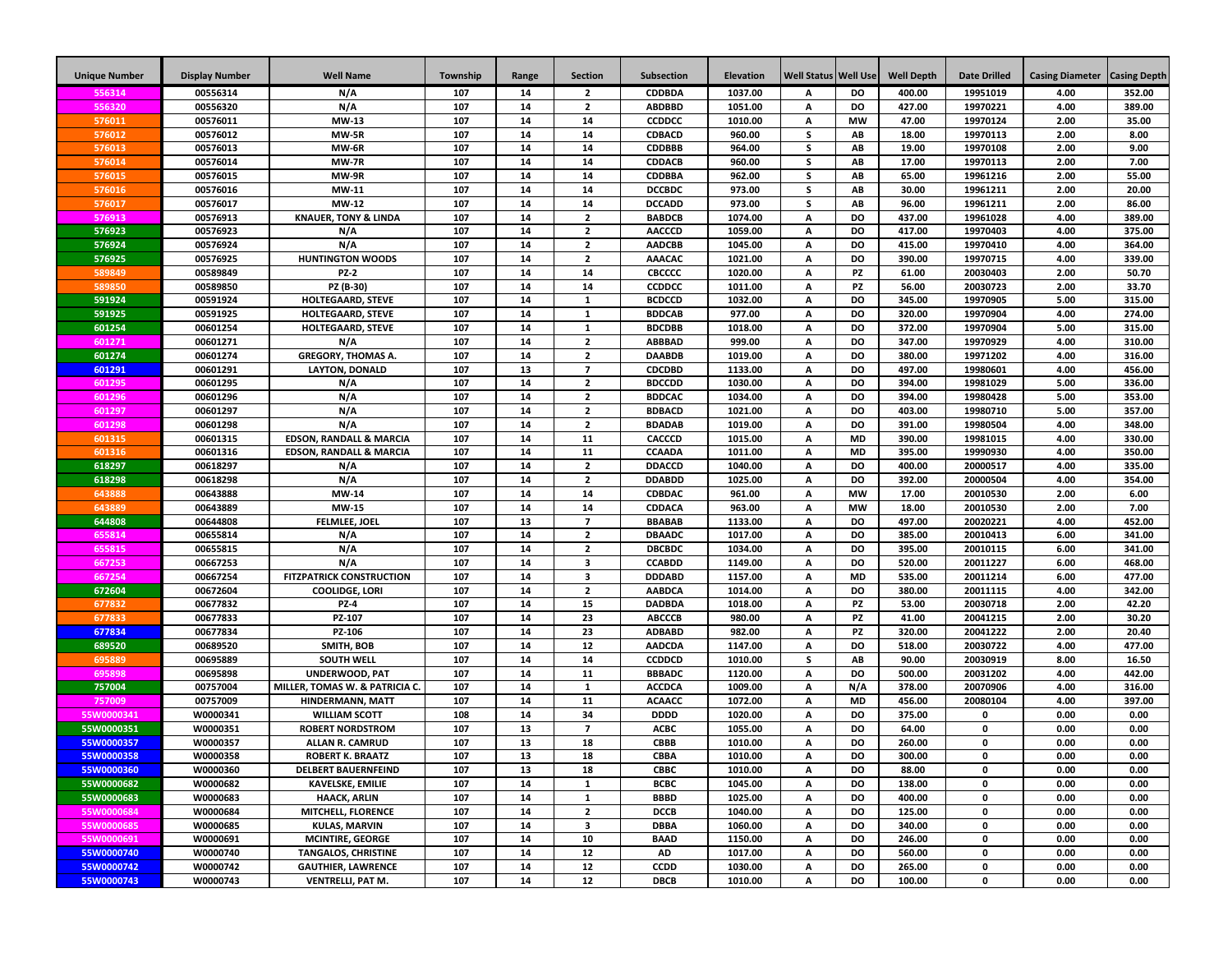| Unique Number | Display Number | Well Name | Township | Range | Section | Subsection | Elevation | Well Status | Well Use | Well Depth | Date Drilled | Casing Diameter | Casing Depth |
|---|---|---|---|---|---|---|---|---|---|---|---|---|---|
| 556314 | 00556314 | N/A | 107 | 14 | 2 | CDDBDA | 1037.00 | A | DO | 400.00 | 19951019 | 4.00 | 352.00 |
| 556320 | 00556320 | N/A | 107 | 14 | 2 | ABDBBD | 1051.00 | A | DO | 427.00 | 19970221 | 4.00 | 389.00 |
| 576011 | 00576011 | MW-13 | 107 | 14 | 14 | CCDDCC | 1010.00 | A | MW | 47.00 | 19970124 | 2.00 | 35.00 |
| 576012 | 00576012 | MW-5R | 107 | 14 | 14 | CDBACD | 960.00 | S | AB | 18.00 | 19970113 | 2.00 | 8.00 |
| 576013 | 00576013 | MW-6R | 107 | 14 | 14 | CDDBBB | 964.00 | S | AB | 19.00 | 19970108 | 2.00 | 9.00 |
| 576014 | 00576014 | MW-7R | 107 | 14 | 14 | CDDACB | 960.00 | S | AB | 17.00 | 19970113 | 2.00 | 7.00 |
| 576015 | 00576015 | MW-9R | 107 | 14 | 14 | CDDBBA | 962.00 | S | AB | 65.00 | 19961216 | 2.00 | 55.00 |
| 576016 | 00576016 | MW-11 | 107 | 14 | 14 | DCCBDC | 973.00 | S | AB | 30.00 | 19961211 | 2.00 | 20.00 |
| 576017 | 00576017 | MW-12 | 107 | 14 | 14 | DCCADD | 973.00 | S | AB | 96.00 | 19961211 | 2.00 | 86.00 |
| 576913 | 00576913 | KNAUER, TONY & LINDA | 107 | 14 | 2 | BABDCB | 1074.00 | A | DO | 437.00 | 19961028 | 4.00 | 389.00 |
| 576923 | 00576923 | N/A | 107 | 14 | 2 | AACCCD | 1059.00 | A | DO | 417.00 | 19970403 | 4.00 | 375.00 |
| 576924 | 00576924 | N/A | 107 | 14 | 2 | AADCBB | 1045.00 | A | DO | 415.00 | 19970410 | 4.00 | 364.00 |
| 576925 | 00576925 | HUNTINGTON WOODS | 107 | 14 | 2 | AAACAC | 1021.00 | A | DO | 390.00 | 19970715 | 4.00 | 339.00 |
| 589849 | 00589849 | PZ-2 | 107 | 14 | 14 | CBCCCC | 1020.00 | A | PZ | 61.00 | 20030403 | 2.00 | 50.70 |
| 589850 | 00589850 | PZ (B-30) | 107 | 14 | 14 | CCDDCC | 1011.00 | A | PZ | 56.00 | 20030723 | 2.00 | 33.70 |
| 591924 | 00591924 | HOLTEGAARD, STEVE | 107 | 14 | 1 | BCDCCD | 1032.00 | A | DO | 345.00 | 19970905 | 5.00 | 315.00 |
| 591925 | 00591925 | HOLTEGAARD, STEVE | 107 | 14 | 1 | BDDCAB | 977.00 | A | DO | 320.00 | 19970904 | 4.00 | 274.00 |
| 601254 | 00601254 | HOLTEGAARD, STEVE | 107 | 14 | 1 | BDCDBB | 1018.00 | A | DO | 372.00 | 19970904 | 5.00 | 315.00 |
| 601271 | 00601271 | N/A | 107 | 14 | 2 | ABBBAD | 999.00 | A | DO | 347.00 | 19970929 | 4.00 | 310.00 |
| 601274 | 00601274 | GREGORY, THOMAS A. | 107 | 14 | 2 | DAABDB | 1019.00 | A | DO | 380.00 | 19971202 | 4.00 | 316.00 |
| 601291 | 00601291 | LAYTON, DONALD | 107 | 13 | 7 | CDCDBD | 1133.00 | A | DO | 497.00 | 19980601 | 4.00 | 456.00 |
| 601295 | 00601295 | N/A | 107 | 14 | 2 | BDCCDD | 1030.00 | A | DO | 394.00 | 19981029 | 5.00 | 336.00 |
| 601296 | 00601296 | N/A | 107 | 14 | 2 | BDDCAC | 1034.00 | A | DO | 394.00 | 19980428 | 5.00 | 353.00 |
| 601297 | 00601297 | N/A | 107 | 14 | 2 | BDBACD | 1021.00 | A | DO | 403.00 | 19980710 | 5.00 | 357.00 |
| 601298 | 00601298 | N/A | 107 | 14 | 2 | BDADAB | 1019.00 | A | DO | 391.00 | 19980504 | 4.00 | 348.00 |
| 601315 | 00601315 | EDSON, RANDALL & MARCIA | 107 | 14 | 11 | CACCCD | 1015.00 | A | MD | 390.00 | 19981015 | 4.00 | 330.00 |
| 601316 | 00601316 | EDSON, RANDALL & MARCIA | 107 | 14 | 11 | CCAADA | 1011.00 | A | MD | 395.00 | 19990930 | 4.00 | 350.00 |
| 618297 | 00618297 | N/A | 107 | 14 | 2 | DDACCD | 1040.00 | A | DO | 400.00 | 20000517 | 4.00 | 335.00 |
| 618298 | 00618298 | N/A | 107 | 14 | 2 | DDABDD | 1025.00 | A | DO | 392.00 | 20000504 | 4.00 | 354.00 |
| 643888 | 00643888 | MW-14 | 107 | 14 | 14 | CDBDAC | 961.00 | A | MW | 17.00 | 20010530 | 2.00 | 6.00 |
| 643889 | 00643889 | MW-15 | 107 | 14 | 14 | CDDACA | 963.00 | A | MW | 18.00 | 20010530 | 2.00 | 7.00 |
| 644808 | 00644808 | FELMLEE, JOEL | 107 | 13 | 7 | BBABAB | 1133.00 | A | DO | 497.00 | 20020221 | 4.00 | 452.00 |
| 655814 | 00655814 | N/A | 107 | 14 | 2 | DBAADC | 1017.00 | A | DO | 385.00 | 20010413 | 6.00 | 341.00 |
| 655815 | 00655815 | N/A | 107 | 14 | 2 | DBCBDC | 1034.00 | A | DO | 395.00 | 20010115 | 6.00 | 341.00 |
| 667253 | 00667253 | N/A | 107 | 14 | 3 | CCABDD | 1149.00 | A | DO | 520.00 | 20011227 | 6.00 | 468.00 |
| 667254 | 00667254 | FITZPATRICK CONSTRUCTION | 107 | 14 | 3 | DDDABD | 1157.00 | A | MD | 535.00 | 20011214 | 6.00 | 477.00 |
| 672604 | 00672604 | COOLIDGE, LORI | 107 | 14 | 2 | AABDCA | 1014.00 | A | DO | 380.00 | 20011115 | 4.00 | 342.00 |
| 677832 | 00677832 | PZ-4 | 107 | 14 | 15 | DADBDA | 1018.00 | A | PZ | 53.00 | 20030718 | 2.00 | 42.20 |
| 677833 | 00677833 | PZ-107 | 107 | 14 | 23 | ABCCCB | 980.00 | A | PZ | 41.00 | 20041215 | 2.00 | 30.20 |
| 677834 | 00677834 | PZ-106 | 107 | 14 | 23 | ADBABD | 982.00 | A | PZ | 320.00 | 20041222 | 2.00 | 20.40 |
| 689520 | 00689520 | SMITH, BOB | 107 | 14 | 12 | AADCDA | 1147.00 | A | DO | 518.00 | 20030722 | 4.00 | 477.00 |
| 695889 | 00695889 | SOUTH WELL | 107 | 14 | 14 | CCDDCD | 1010.00 | S | AB | 90.00 | 20030919 | 8.00 | 16.50 |
| 695898 | 00695898 | UNDERWOOD, PAT | 107 | 14 | 11 | BBBADC | 1120.00 | A | DO | 500.00 | 20031202 | 4.00 | 442.00 |
| 757004 | 00757004 | MILLER, TOMAS W. & PATRICIA C. | 107 | 14 | 1 | ACCDCA | 1009.00 | A | N/A | 378.00 | 20070906 | 4.00 | 316.00 |
| 757009 | 00757009 | HINDERMANN, MATT | 107 | 14 | 11 | ACAACC | 1072.00 | A | MD | 456.00 | 20080104 | 4.00 | 397.00 |
| 55W0000341 | W0000341 | WILLIAM SCOTT | 108 | 14 | 34 | DDDD | 1020.00 | A | DO | 375.00 | 0 | 0.00 | 0.00 |
| 55W0000351 | W0000351 | ROBERT NORDSTROM | 107 | 13 | 7 | ACBC | 1055.00 | A | DO | 64.00 | 0 | 0.00 | 0.00 |
| 55W0000357 | W0000357 | ALLAN R. CAMRUD | 107 | 13 | 18 | CBBB | 1010.00 | A | DO | 260.00 | 0 | 0.00 | 0.00 |
| 55W0000358 | W0000358 | ROBERT K. BRAATZ | 107 | 13 | 18 | CBBA | 1010.00 | A | DO | 300.00 | 0 | 0.00 | 0.00 |
| 55W0000360 | W0000360 | DELBERT BAUERNFEIND | 107 | 13 | 18 | CBBC | 1010.00 | A | DO | 88.00 | 0 | 0.00 | 0.00 |
| 55W0000682 | W0000682 | KAVELSKE, EMILIE | 107 | 14 | 1 | BCBC | 1045.00 | A | DO | 138.00 | 0 | 0.00 | 0.00 |
| 55W0000683 | W0000683 | HAACK, ARLIN | 107 | 14 | 1 | BBBD | 1025.00 | A | DO | 400.00 | 0 | 0.00 | 0.00 |
| 55W0000684 | W0000684 | MITCHELL, FLORENCE | 107 | 14 | 2 | DCCB | 1040.00 | A | DO | 125.00 | 0 | 0.00 | 0.00 |
| 55W0000685 | W0000685 | KULAS, MARVIN | 107 | 14 | 3 | DBBA | 1060.00 | A | DO | 340.00 | 0 | 0.00 | 0.00 |
| 55W0000691 | W0000691 | MCINTIRE, GEORGE | 107 | 14 | 10 | BAAD | 1150.00 | A | DO | 246.00 | 0 | 0.00 | 0.00 |
| 55W0000740 | W0000740 | TANGALOS, CHRISTINE | 107 | 14 | 12 | AD | 1017.00 | A | DO | 560.00 | 0 | 0.00 | 0.00 |
| 55W0000742 | W0000742 | GAUTHIER, LAWRENCE | 107 | 14 | 12 | CCDD | 1030.00 | A | DO | 265.00 | 0 | 0.00 | 0.00 |
| 55W0000743 | W0000743 | VENTRELLI, PAT M. | 107 | 14 | 12 | DBCB | 1010.00 | A | DO | 100.00 | 0 | 0.00 | 0.00 |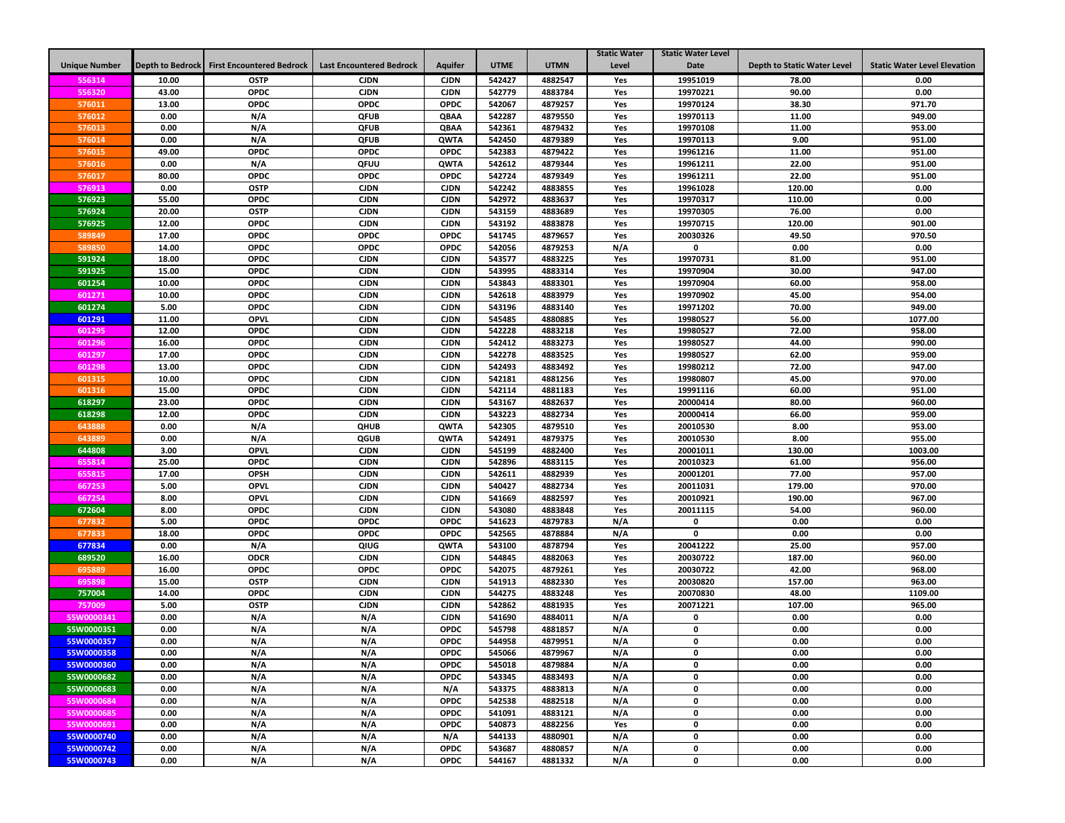| Unique Number | Depth to Bedrock | First Encountered Bedrock | Last Encountered Bedrock | Aquifer | UTME | UTMN | Static Water Level | Static Water Level Date | Depth to Static Water Level | Static Water Level Elevation |
|---|---|---|---|---|---|---|---|---|---|---|
| 556314 | 10.00 | OSTP | CJDN | CJDN | 542427 | 4882547 | Yes | 19951019 | 78.00 | 0.00 |
| 556320 | 43.00 | OPDC | CJDN | CJDN | 542779 | 4883784 | Yes | 19970221 | 90.00 | 0.00 |
| 576011 | 13.00 | OPDC | OPDC | OPDC | 542067 | 4879257 | Yes | 19970124 | 38.30 | 971.70 |
| 576012 | 0.00 | N/A | QFUB | QBAA | 542287 | 4879550 | Yes | 19970113 | 11.00 | 949.00 |
| 576013 | 0.00 | N/A | QFUB | QBAA | 542361 | 4879432 | Yes | 19970108 | 11.00 | 953.00 |
| 576014 | 0.00 | N/A | QFUB | QWTA | 542450 | 4879389 | Yes | 19970113 | 9.00 | 951.00 |
| 576015 | 49.00 | OPDC | OPDC | OPDC | 542383 | 4879422 | Yes | 19961216 | 11.00 | 951.00 |
| 576016 | 0.00 | N/A | QFUU | QWTA | 542612 | 4879344 | Yes | 19961211 | 22.00 | 951.00 |
| 576017 | 80.00 | OPDC | OPDC | OPDC | 542724 | 4879349 | Yes | 19961211 | 22.00 | 951.00 |
| 576913 | 0.00 | OSTP | CJDN | CJDN | 542242 | 4883855 | Yes | 19961028 | 120.00 | 0.00 |
| 576923 | 55.00 | OPDC | CJDN | CJDN | 542972 | 4883637 | Yes | 19970317 | 110.00 | 0.00 |
| 576924 | 20.00 | OSTP | CJDN | CJDN | 543159 | 4883689 | Yes | 19970305 | 76.00 | 0.00 |
| 576925 | 12.00 | OPDC | CJDN | CJDN | 543192 | 4883878 | Yes | 19970715 | 120.00 | 901.00 |
| 589849 | 17.00 | OPDC | OPDC | OPDC | 541745 | 4879657 | Yes | 20030326 | 49.50 | 970.50 |
| 589850 | 14.00 | OPDC | OPDC | OPDC | 542056 | 4879253 | N/A | 0 | 0.00 | 0.00 |
| 591924 | 18.00 | OPDC | CJDN | CJDN | 543577 | 4883225 | Yes | 19970731 | 81.00 | 951.00 |
| 591925 | 15.00 | OPDC | CJDN | CJDN | 543995 | 4883314 | Yes | 19970904 | 30.00 | 947.00 |
| 601254 | 10.00 | OPDC | CJDN | CJDN | 543843 | 4883301 | Yes | 19970904 | 60.00 | 958.00 |
| 601271 | 10.00 | OPDC | CJDN | CJDN | 542618 | 4883979 | Yes | 19970902 | 45.00 | 954.00 |
| 601274 | 5.00 | OPDC | CJDN | CJDN | 543196 | 4883140 | Yes | 19971202 | 70.00 | 949.00 |
| 601291 | 11.00 | OPVL | CJDN | CJDN | 545485 | 4880885 | Yes | 19980527 | 56.00 | 1077.00 |
| 601295 | 12.00 | OPDC | CJDN | CJDN | 542228 | 4883218 | Yes | 19980527 | 72.00 | 958.00 |
| 601296 | 16.00 | OPDC | CJDN | CJDN | 542412 | 4883273 | Yes | 19980527 | 44.00 | 990.00 |
| 601297 | 17.00 | OPDC | CJDN | CJDN | 542278 | 4883525 | Yes | 19980527 | 62.00 | 959.00 |
| 601298 | 13.00 | OPDC | CJDN | CJDN | 542493 | 4883492 | Yes | 19980212 | 72.00 | 947.00 |
| 601315 | 10.00 | OPDC | CJDN | CJDN | 542181 | 4881256 | Yes | 19980807 | 45.00 | 970.00 |
| 601316 | 15.00 | OPDC | CJDN | CJDN | 542114 | 4881183 | Yes | 19991116 | 60.00 | 951.00 |
| 618297 | 23.00 | OPDC | CJDN | CJDN | 543167 | 4882637 | Yes | 20000414 | 80.00 | 960.00 |
| 618298 | 12.00 | OPDC | CJDN | CJDN | 543223 | 4882734 | Yes | 20000414 | 66.00 | 959.00 |
| 643888 | 0.00 | N/A | QHUB | QWTA | 542305 | 4879510 | Yes | 20010530 | 8.00 | 953.00 |
| 643889 | 0.00 | N/A | QGUB | QWTA | 542491 | 4879375 | Yes | 20010530 | 8.00 | 955.00 |
| 644808 | 3.00 | OPVL | CJDN | CJDN | 545199 | 4882400 | Yes | 20001011 | 130.00 | 1003.00 |
| 655814 | 25.00 | OPDC | CJDN | CJDN | 542896 | 4883115 | Yes | 20010323 | 61.00 | 956.00 |
| 655815 | 17.00 | OPSH | CJDN | CJDN | 542611 | 4882939 | Yes | 20001201 | 77.00 | 957.00 |
| 667253 | 5.00 | OPVL | CJDN | CJDN | 540427 | 4882734 | Yes | 20011031 | 179.00 | 970.00 |
| 667254 | 8.00 | OPVL | CJDN | CJDN | 541669 | 4882597 | Yes | 20010921 | 190.00 | 967.00 |
| 672604 | 8.00 | OPDC | CJDN | CJDN | 543080 | 4883848 | Yes | 20011115 | 54.00 | 960.00 |
| 677832 | 5.00 | OPDC | OPDC | OPDC | 541623 | 4879783 | N/A | 0 | 0.00 | 0.00 |
| 677833 | 18.00 | OPDC | OPDC | OPDC | 542565 | 4878884 | N/A | 0 | 0.00 | 0.00 |
| 677834 | 0.00 | N/A | QIUG | QWTA | 543100 | 4878794 | Yes | 20041222 | 25.00 | 957.00 |
| 689520 | 16.00 | ODCR | CJDN | CJDN | 544845 | 4882063 | Yes | 20030722 | 187.00 | 960.00 |
| 695889 | 16.00 | OPDC | OPDC | OPDC | 542075 | 4879261 | Yes | 20030722 | 42.00 | 968.00 |
| 695898 | 15.00 | OSTP | CJDN | CJDN | 541913 | 4882330 | Yes | 20030820 | 157.00 | 963.00 |
| 757004 | 14.00 | OPDC | CJDN | CJDN | 544275 | 4883248 | Yes | 20070830 | 48.00 | 1109.00 |
| 757009 | 5.00 | OSTP | CJDN | CJDN | 542862 | 4881935 | Yes | 20071221 | 107.00 | 965.00 |
| 55W0000341 | 0.00 | N/A | N/A | CJDN | 541690 | 4884011 | N/A | 0 | 0.00 | 0.00 |
| 55W0000351 | 0.00 | N/A | N/A | OPDC | 545798 | 4881857 | N/A | 0 | 0.00 | 0.00 |
| 55W0000357 | 0.00 | N/A | N/A | OPDC | 544958 | 4879951 | N/A | 0 | 0.00 | 0.00 |
| 55W0000358 | 0.00 | N/A | N/A | OPDC | 545066 | 4879967 | N/A | 0 | 0.00 | 0.00 |
| 55W0000360 | 0.00 | N/A | N/A | OPDC | 545018 | 4879884 | N/A | 0 | 0.00 | 0.00 |
| 55W0000682 | 0.00 | N/A | N/A | OPDC | 543345 | 4883493 | N/A | 0 | 0.00 | 0.00 |
| 55W0000683 | 0.00 | N/A | N/A | N/A | 543375 | 4883813 | N/A | 0 | 0.00 | 0.00 |
| 55W0000684 | 0.00 | N/A | N/A | OPDC | 542538 | 4882518 | N/A | 0 | 0.00 | 0.00 |
| 55W0000685 | 0.00 | N/A | N/A | OPDC | 541091 | 4883121 | N/A | 0 | 0.00 | 0.00 |
| 55W0000691 | 0.00 | N/A | N/A | OPDC | 540873 | 4882256 | Yes | 0 | 0.00 | 0.00 |
| 55W0000740 | 0.00 | N/A | N/A | N/A | 544133 | 4880901 | N/A | 0 | 0.00 | 0.00 |
| 55W0000742 | 0.00 | N/A | N/A | OPDC | 543687 | 4880857 | N/A | 0 | 0.00 | 0.00 |
| 55W0000743 | 0.00 | N/A | N/A | OPDC | 544167 | 4881332 | N/A | 0 | 0.00 | 0.00 |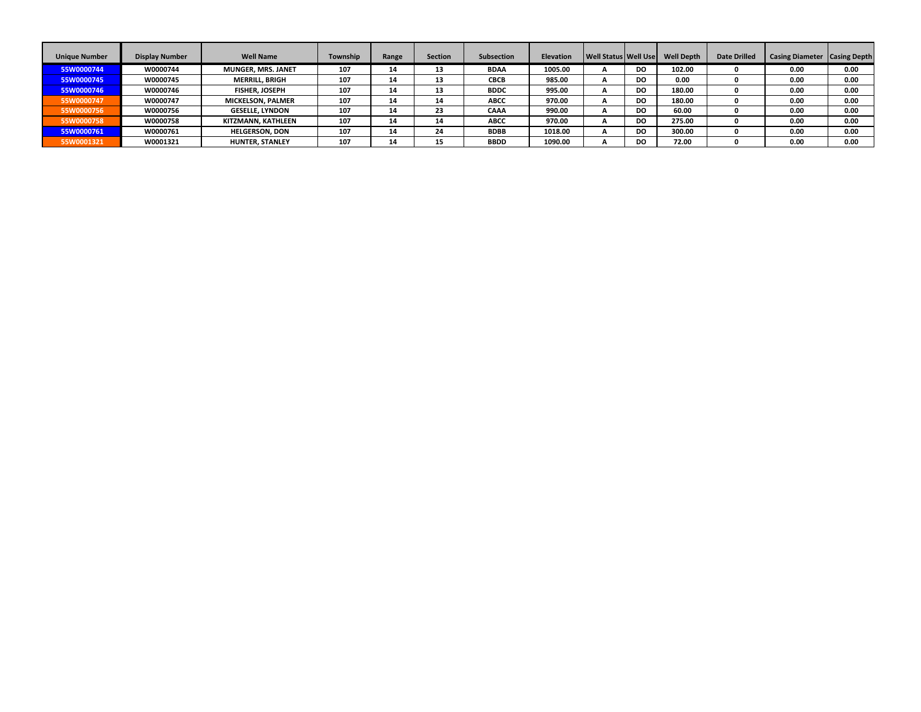| Unique Number | Display Number | Well Name | Township | Range | Section | Subsection | Elevation | Well Status | Well Use | Well Depth | Date Drilled | Casing Diameter | Casing Depth |
|---|---|---|---|---|---|---|---|---|---|---|---|---|---|
| 55W0000744 | W0000744 | MUNGER, MRS. JANET | 107 | 14 | 13 | BDAA | 1005.00 | A | DO | 102.00 | 0 | 0.00 | 0.00 |
| 55W0000745 | W0000745 | MERRILL, BRIGH | 107 | 14 | 13 | CBCB | 985.00 | A | DO | 0.00 | 0 | 0.00 | 0.00 |
| 55W0000746 | W0000746 | FISHER, JOSEPH | 107 | 14 | 13 | BDDC | 995.00 | A | DO | 180.00 | 0 | 0.00 | 0.00 |
| 55W0000747 | W0000747 | MICKELSON, PALMER | 107 | 14 | 14 | ABCC | 970.00 | A | DO | 180.00 | 0 | 0.00 | 0.00 |
| 55W0000756 | W0000756 | GESELLE, LYNDON | 107 | 14 | 23 | CAAA | 990.00 | A | DO | 60.00 | 0 | 0.00 | 0.00 |
| 55W0000758 | W0000758 | KITZMANN, KATHLEEN | 107 | 14 | 14 | ABCC | 970.00 | A | DO | 275.00 | 0 | 0.00 | 0.00 |
| 55W0000761 | W0000761 | HELGERSON, DON | 107 | 14 | 24 | BDBB | 1018.00 | A | DO | 300.00 | 0 | 0.00 | 0.00 |
| 55W0001321 | W0001321 | HUNTER, STANLEY | 107 | 14 | 15 | BBDD | 1090.00 | A | DO | 72.00 | 0 | 0.00 | 0.00 |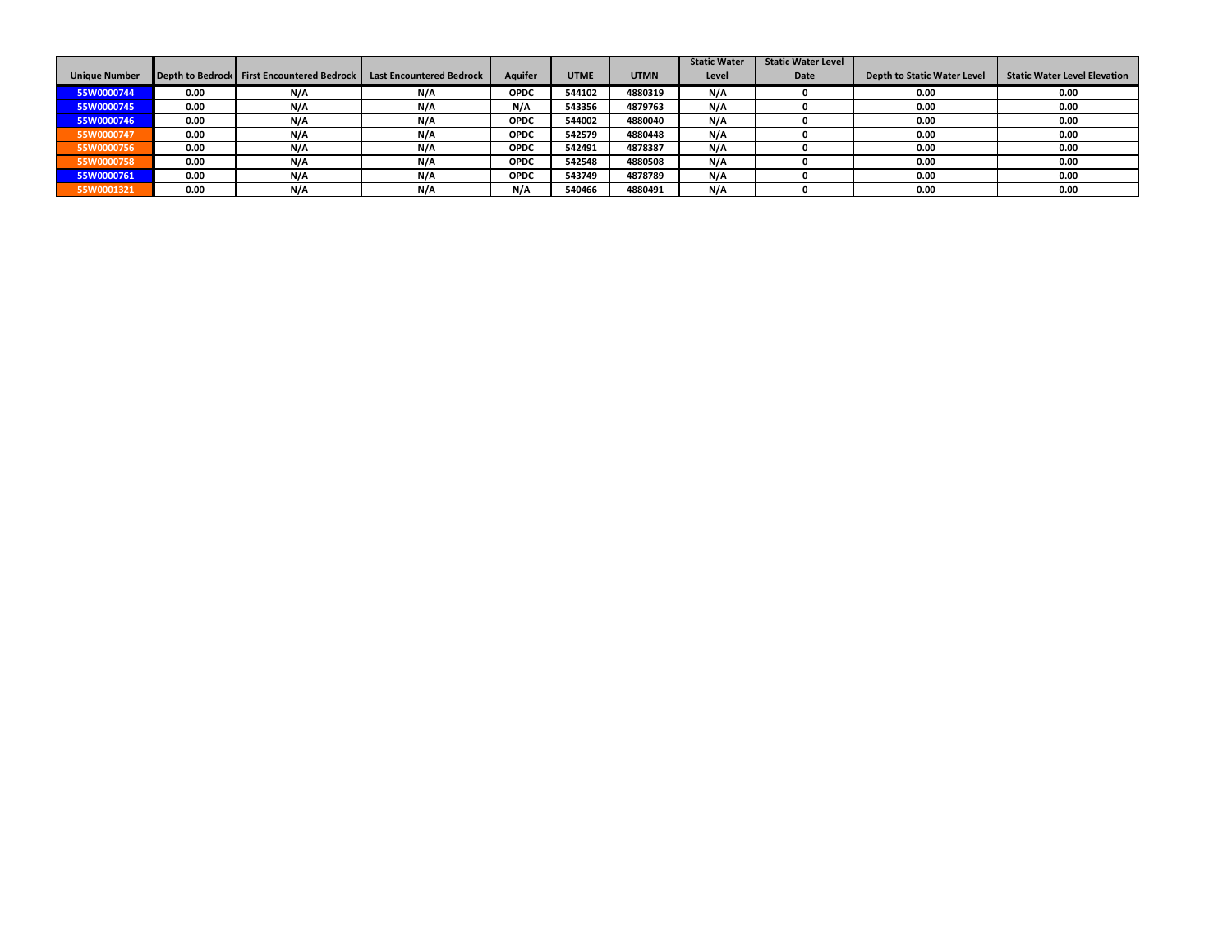| Unique Number | Depth to Bedrock | First Encountered Bedrock | Last Encountered Bedrock | Aquifer | UTME | UTMN | Static Water Level | Static Water Level Date | Depth to Static Water Level | Static Water Level Elevation |
|---|---|---|---|---|---|---|---|---|---|---|
| 55W0000744 | 0.00 | N/A | N/A | OPDC | 544102 | 4880319 | N/A | 0 | 0.00 | 0.00 |
| 55W0000745 | 0.00 | N/A | N/A | N/A | 543356 | 4879763 | N/A | 0 | 0.00 | 0.00 |
| 55W0000746 | 0.00 | N/A | N/A | OPDC | 544002 | 4880040 | N/A | 0 | 0.00 | 0.00 |
| 55W0000747 | 0.00 | N/A | N/A | OPDC | 542579 | 4880448 | N/A | 0 | 0.00 | 0.00 |
| 55W0000756 | 0.00 | N/A | N/A | OPDC | 542491 | 4878387 | N/A | 0 | 0.00 | 0.00 |
| 55W0000758 | 0.00 | N/A | N/A | OPDC | 542548 | 4880508 | N/A | 0 | 0.00 | 0.00 |
| 55W0000761 | 0.00 | N/A | N/A | OPDC | 543749 | 4878789 | N/A | 0 | 0.00 | 0.00 |
| 55W0001321 | 0.00 | N/A | N/A | N/A | 540466 | 4880491 | N/A | 0 | 0.00 | 0.00 |